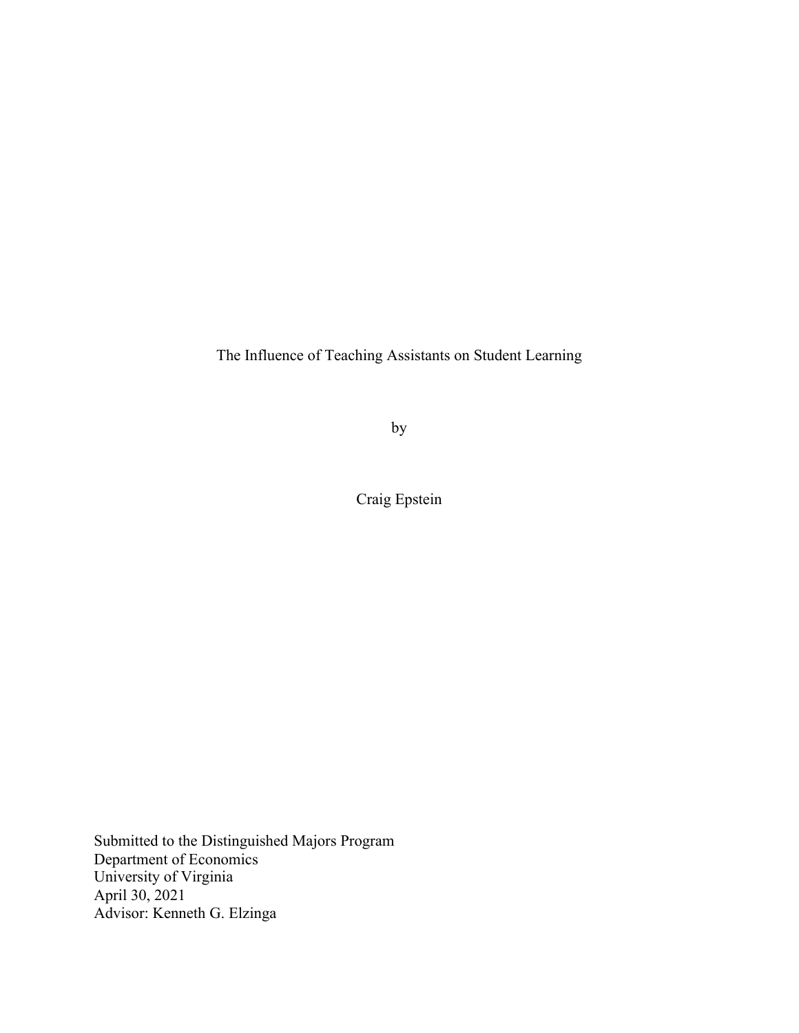# The Influence of Teaching Assistants on Student Learning

by

Craig Epstein

Submitted to the Distinguished Majors Program
Department of Economics
University of Virginia
April 30, 2021
Advisor: Kenneth G. Elzinga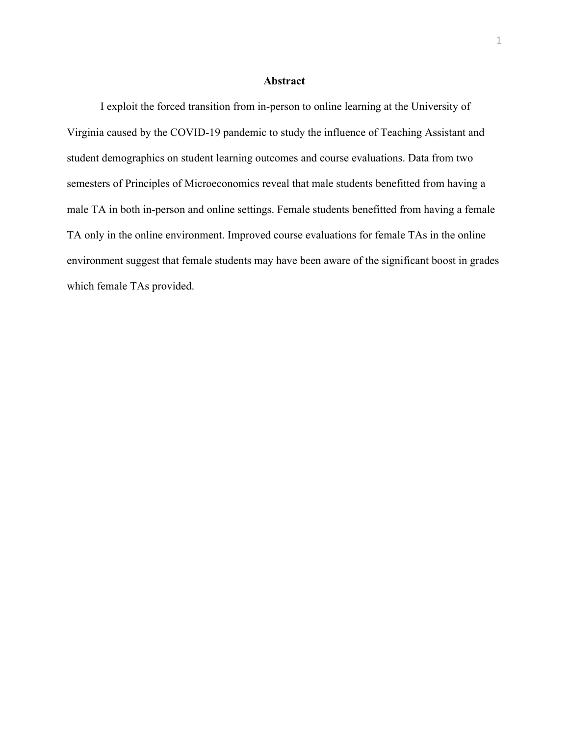# Abstract

I exploit the forced transition from in-person to online learning at the University of Virginia caused by the COVID-19 pandemic to study the influence of Teaching Assistant and student demographics on student learning outcomes and course evaluations. Data from two semesters of Principles of Microeconomics reveal that male students benefitted from having a male TA in both in-person and online settings. Female students benefitted from having a female TA only in the online environment. Improved course evaluations for female TAs in the online environment suggest that female students may have been aware of the significant boost in grades which female TAs provided.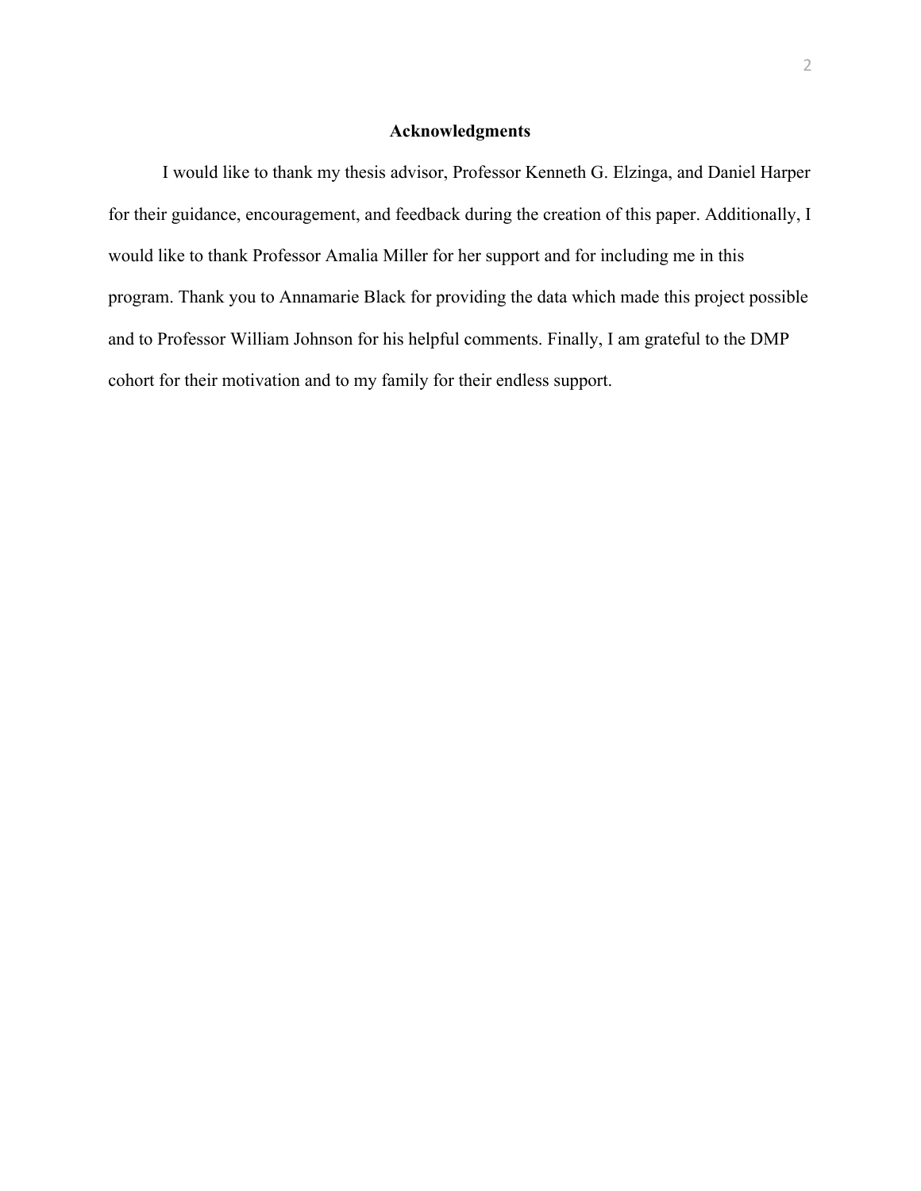## Acknowledgments

I would like to thank my thesis advisor, Professor Kenneth G. Elzinga, and Daniel Harper for their guidance, encouragement, and feedback during the creation of this paper. Additionally, I would like to thank Professor Amalia Miller for her support and for including me in this program. Thank you to Annamarie Black for providing the data which made this project possible and to Professor William Johnson for his helpful comments. Finally, I am grateful to the DMP cohort for their motivation and to my family for their endless support.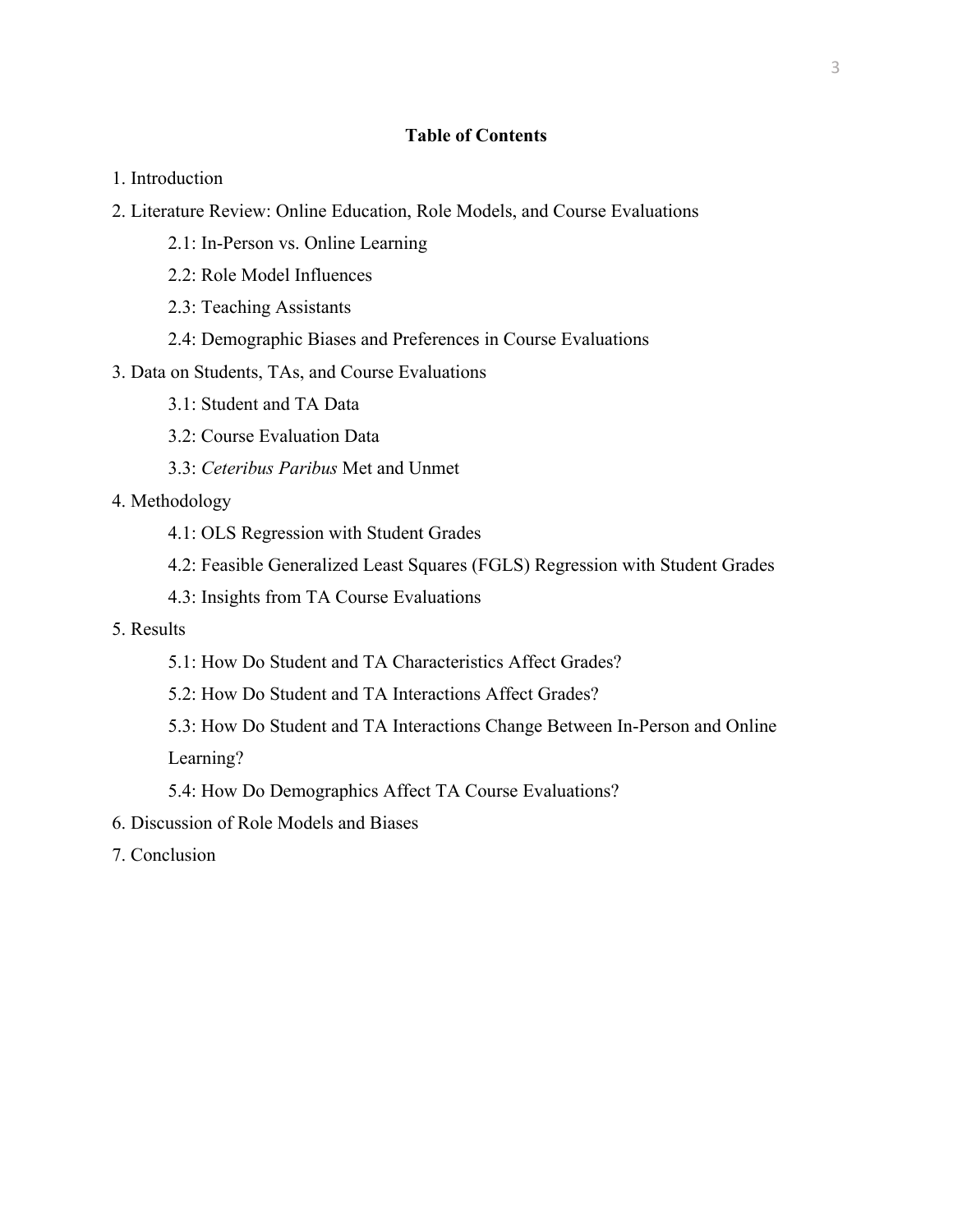**Table of Contents**

1. Introduction
2. Literature Review: Online Education, Role Models, and Course Evaluations
    - 2.1: In-Person vs. Online Learning
    - 2.2: Role Model Influences
    - 2.3: Teaching Assistants
    - 2.4: Demographic Biases and Preferences in Course Evaluations
3. Data on Students, TAs, and Course Evaluations
    - 3.1: Student and TA Data
    - 3.2: Course Evaluation Data
    - 3.3: *Ceteribus Paribus* Met and Unmet
4. Methodology
    - 4.1: OLS Regression with Student Grades
    - 4.2: Feasible Generalized Least Squares (FGLS) Regression with Student Grades
    - 4.3: Insights from TA Course Evaluations
5. Results
    - 5.1: How Do Student and TA Characteristics Affect Grades?
    - 5.2: How Do Student and TA Interactions Affect Grades?
    - 5.3: How Do Student and TA Interactions Change Between In-Person and Online Learning?
    - 5.4: How Do Demographics Affect TA Course Evaluations?
6. Discussion of Role Models and Biases
7. Conclusion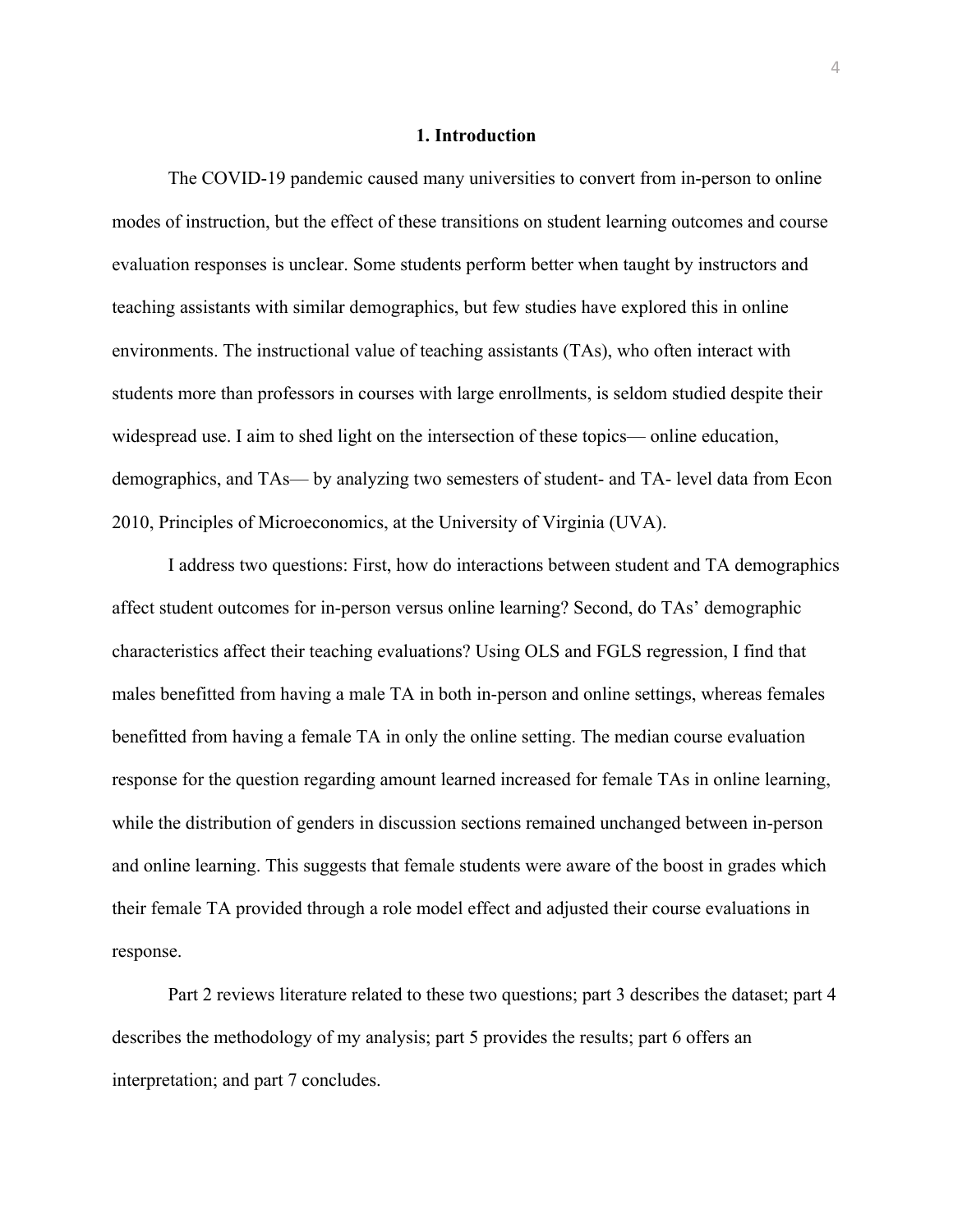# 1. Introduction

The COVID-19 pandemic caused many universities to convert from in-person to online modes of instruction, but the effect of these transitions on student learning outcomes and course evaluation responses is unclear. Some students perform better when taught by instructors and teaching assistants with similar demographics, but few studies have explored this in online environments. The instructional value of teaching assistants (TAs), who often interact with students more than professors in courses with large enrollments, is seldom studied despite their widespread use. I aim to shed light on the intersection of these topics— online education, demographics, and TAs— by analyzing two semesters of student- and TA- level data from Econ 2010, Principles of Microeconomics, at the University of Virginia (UVA).

I address two questions: First, how do interactions between student and TA demographics affect student outcomes for in-person versus online learning? Second, do TAs' demographic characteristics affect their teaching evaluations? Using OLS and FGLS regression, I find that males benefitted from having a male TA in both in-person and online settings, whereas females benefitted from having a female TA in only the online setting. The median course evaluation response for the question regarding amount learned increased for female TAs in online learning, while the distribution of genders in discussion sections remained unchanged between in-person and online learning. This suggests that female students were aware of the boost in grades which their female TA provided through a role model effect and adjusted their course evaluations in response.

Part 2 reviews literature related to these two questions; part 3 describes the dataset; part 4 describes the methodology of my analysis; part 5 provides the results; part 6 offers an interpretation; and part 7 concludes.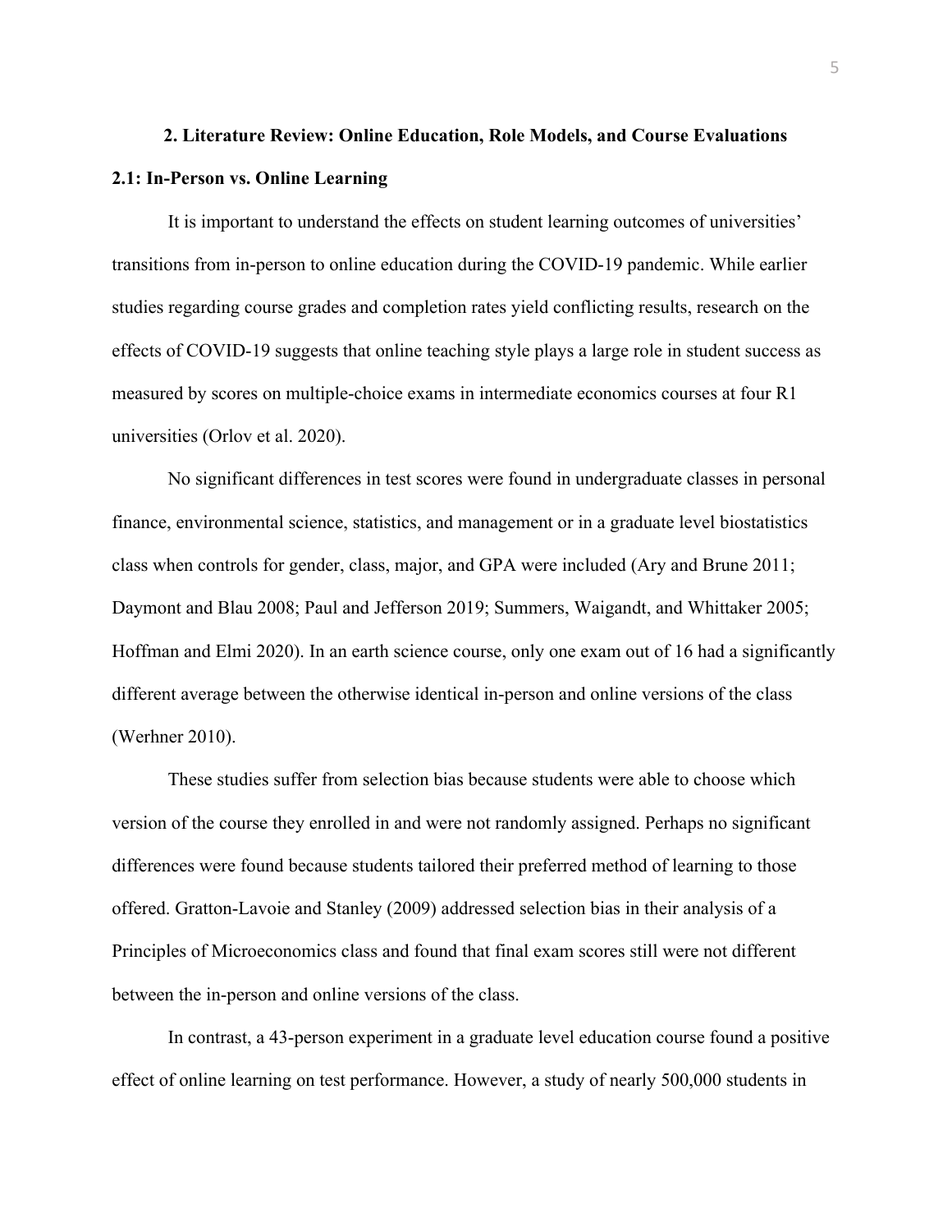## 2. Literature Review: Online Education, Role Models, and Course Evaluations

### 2.1: In-Person vs. Online Learning

It is important to understand the effects on student learning outcomes of universities' transitions from in-person to online education during the COVID-19 pandemic. While earlier studies regarding course grades and completion rates yield conflicting results, research on the effects of COVID-19 suggests that online teaching style plays a large role in student success as measured by scores on multiple-choice exams in intermediate economics courses at four R1 universities (Orlov et al. 2020).

No significant differences in test scores were found in undergraduate classes in personal finance, environmental science, statistics, and management or in a graduate level biostatistics class when controls for gender, class, major, and GPA were included (Ary and Brune 2011; Daymont and Blau 2008; Paul and Jefferson 2019; Summers, Waigandt, and Whittaker 2005; Hoffman and Elmi 2020). In an earth science course, only one exam out of 16 had a significantly different average between the otherwise identical in-person and online versions of the class (Werhner 2010).

These studies suffer from selection bias because students were able to choose which version of the course they enrolled in and were not randomly assigned. Perhaps no significant differences were found because students tailored their preferred method of learning to those offered. Gratton-Lavoie and Stanley (2009) addressed selection bias in their analysis of a Principles of Microeconomics class and found that final exam scores still were not different between the in-person and online versions of the class.

In contrast, a 43-person experiment in a graduate level education course found a positive effect of online learning on test performance. However, a study of nearly 500,000 students in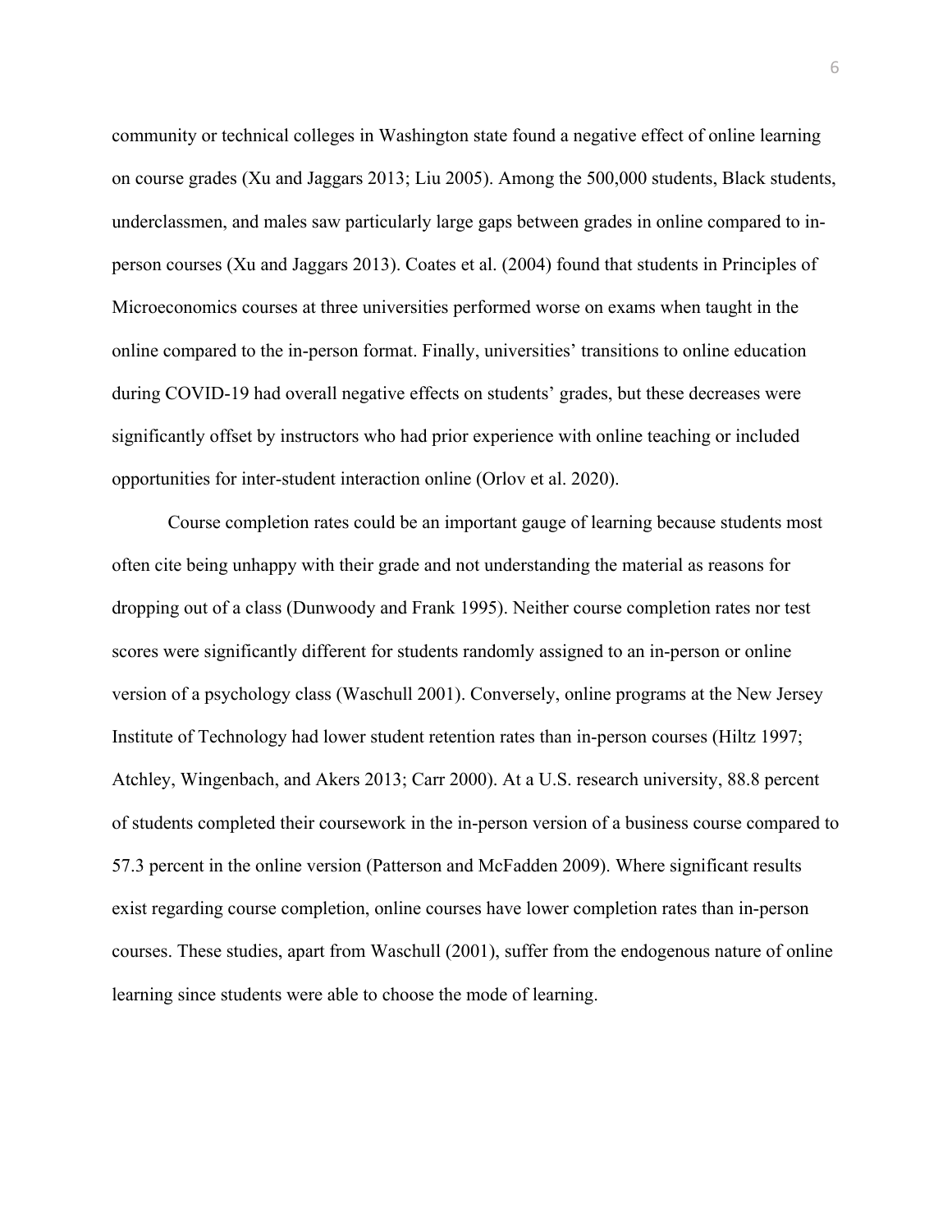community or technical colleges in Washington state found a negative effect of online learning on course grades (Xu and Jaggars 2013; Liu 2005). Among the 500,000 students, Black students, underclassmen, and males saw particularly large gaps between grades in online compared to in-person courses (Xu and Jaggars 2013). Coates et al. (2004) found that students in Principles of Microeconomics courses at three universities performed worse on exams when taught in the online compared to the in-person format. Finally, universities' transitions to online education during COVID-19 had overall negative effects on students' grades, but these decreases were significantly offset by instructors who had prior experience with online teaching or included opportunities for inter-student interaction online (Orlov et al. 2020).

Course completion rates could be an important gauge of learning because students most often cite being unhappy with their grade and not understanding the material as reasons for dropping out of a class (Dunwoody and Frank 1995). Neither course completion rates nor test scores were significantly different for students randomly assigned to an in-person or online version of a psychology class (Waschull 2001). Conversely, online programs at the New Jersey Institute of Technology had lower student retention rates than in-person courses (Hiltz 1997; Atchley, Wingenbach, and Akers 2013; Carr 2000). At a U.S. research university, 88.8 percent of students completed their coursework in the in-person version of a business course compared to 57.3 percent in the online version (Patterson and McFadden 2009). Where significant results exist regarding course completion, online courses have lower completion rates than in-person courses. These studies, apart from Waschull (2001), suffer from the endogenous nature of online learning since students were able to choose the mode of learning.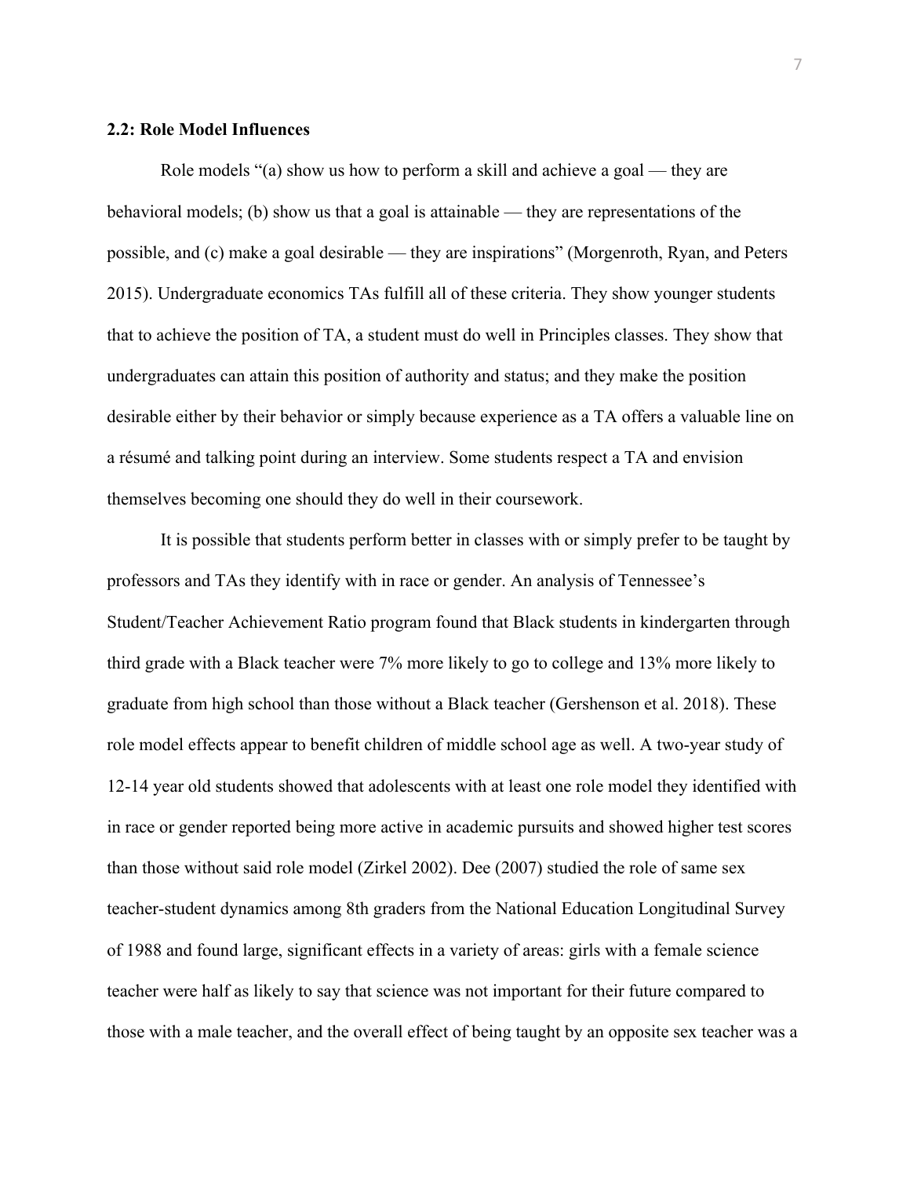**2.2: Role Model Influences**

Role models "(a) show us how to perform a skill and achieve a goal — they are behavioral models; (b) show us that a goal is attainable — they are representations of the possible, and (c) make a goal desirable — they are inspirations" (Morgenroth, Ryan, and Peters 2015). Undergraduate economics TAs fulfill all of these criteria. They show younger students that to achieve the position of TA, a student must do well in Principles classes. They show that undergraduates can attain this position of authority and status; and they make the position desirable either by their behavior or simply because experience as a TA offers a valuable line on a résumé and talking point during an interview. Some students respect a TA and envision themselves becoming one should they do well in their coursework.

It is possible that students perform better in classes with or simply prefer to be taught by professors and TAs they identify with in race or gender. An analysis of Tennessee's Student/Teacher Achievement Ratio program found that Black students in kindergarten through third grade with a Black teacher were 7% more likely to go to college and 13% more likely to graduate from high school than those without a Black teacher (Gershenson et al. 2018). These role model effects appear to benefit children of middle school age as well. A two-year study of 12-14 year old students showed that adolescents with at least one role model they identified with in race or gender reported being more active in academic pursuits and showed higher test scores than those without said role model (Zirkel 2002). Dee (2007) studied the role of same sex teacher-student dynamics among 8th graders from the National Education Longitudinal Survey of 1988 and found large, significant effects in a variety of areas: girls with a female science teacher were half as likely to say that science was not important for their future compared to those with a male teacher, and the overall effect of being taught by an opposite sex teacher was a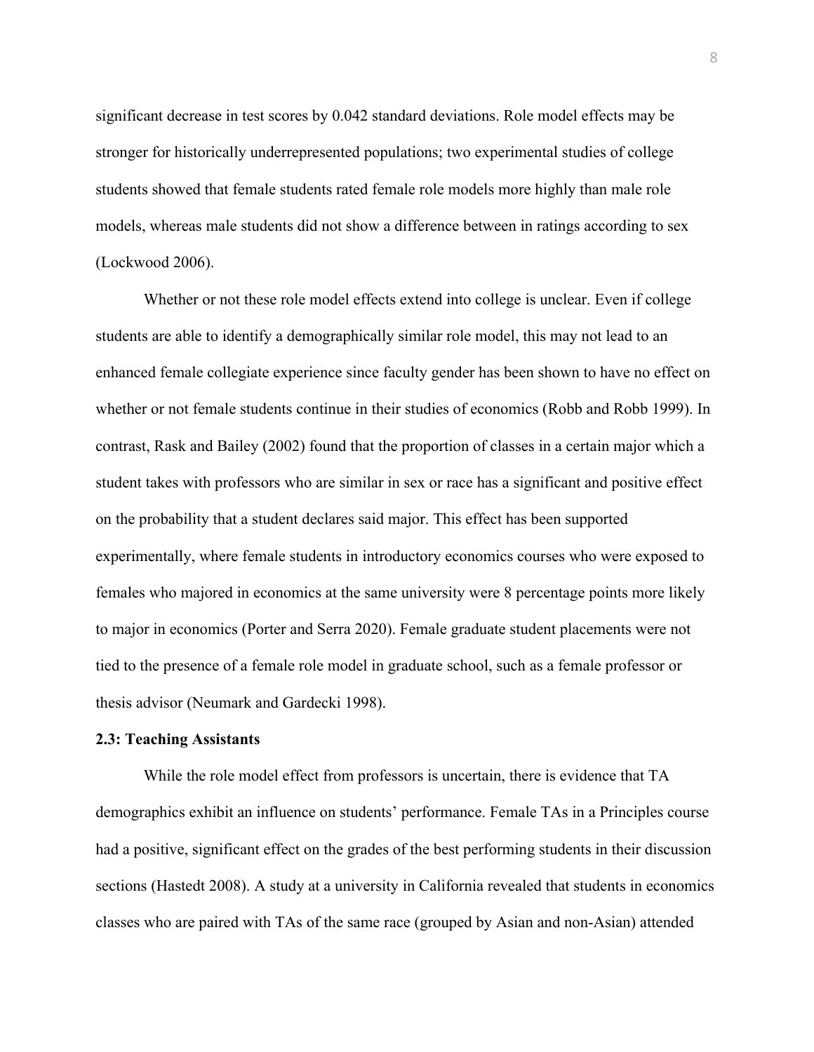significant decrease in test scores by 0.042 standard deviations. Role model effects may be stronger for historically underrepresented populations; two experimental studies of college students showed that female students rated female role models more highly than male role models, whereas male students did not show a difference between in ratings according to sex (Lockwood 2006).

Whether or not these role model effects extend into college is unclear. Even if college students are able to identify a demographically similar role model, this may not lead to an enhanced female collegiate experience since faculty gender has been shown to have no effect on whether or not female students continue in their studies of economics (Robb and Robb 1999). In contrast, Rask and Bailey (2002) found that the proportion of classes in a certain major which a student takes with professors who are similar in sex or race has a significant and positive effect on the probability that a student declares said major. This effect has been supported experimentally, where female students in introductory economics courses who were exposed to females who majored in economics at the same university were 8 percentage points more likely to major in economics (Porter and Serra 2020). Female graduate student placements were not tied to the presence of a female role model in graduate school, such as a female professor or thesis advisor (Neumark and Gardecki 1998).

**2.3: Teaching Assistants**

While the role model effect from professors is uncertain, there is evidence that TA demographics exhibit an influence on students' performance. Female TAs in a Principles course had a positive, significant effect on the grades of the best performing students in their discussion sections (Hastedt 2008). A study at a university in California revealed that students in economics classes who are paired with TAs of the same race (grouped by Asian and non-Asian) attended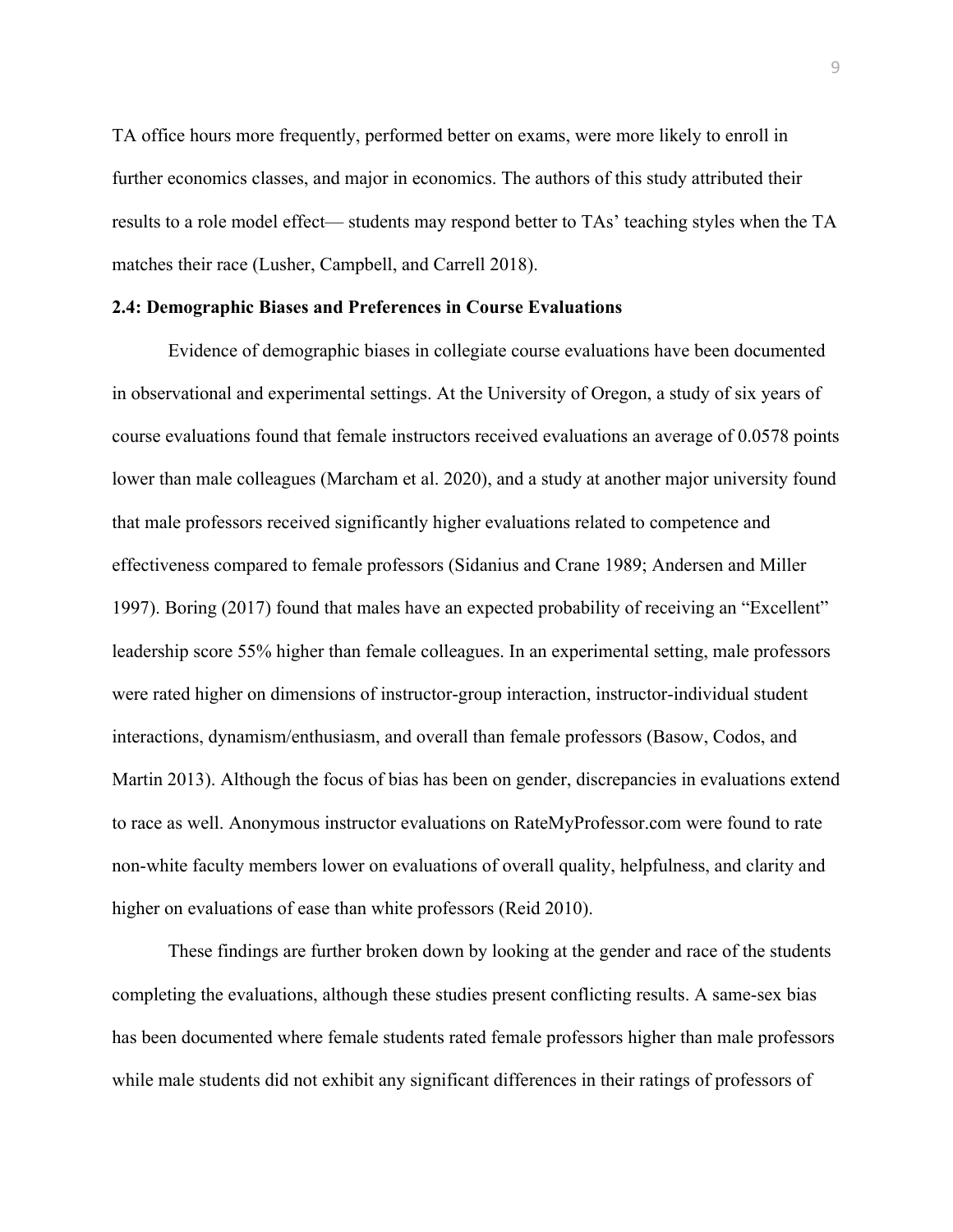TA office hours more frequently, performed better on exams, were more likely to enroll in further economics classes, and major in economics. The authors of this study attributed their results to a role model effect— students may respond better to TAs' teaching styles when the TA matches their race (Lusher, Campbell, and Carrell 2018).

**2.4: Demographic Biases and Preferences in Course Evaluations**

Evidence of demographic biases in collegiate course evaluations have been documented in observational and experimental settings. At the University of Oregon, a study of six years of course evaluations found that female instructors received evaluations an average of 0.0578 points lower than male colleagues (Marcham et al. 2020), and a study at another major university found that male professors received significantly higher evaluations related to competence and effectiveness compared to female professors (Sidanius and Crane 1989; Andersen and Miller 1997). Boring (2017) found that males have an expected probability of receiving an "Excellent" leadership score 55% higher than female colleagues. In an experimental setting, male professors were rated higher on dimensions of instructor-group interaction, instructor-individual student interactions, dynamism/enthusiasm, and overall than female professors (Basow, Codos, and Martin 2013). Although the focus of bias has been on gender, discrepancies in evaluations extend to race as well. Anonymous instructor evaluations on RateMyProfessor.com were found to rate non-white faculty members lower on evaluations of overall quality, helpfulness, and clarity and higher on evaluations of ease than white professors (Reid 2010).

These findings are further broken down by looking at the gender and race of the students completing the evaluations, although these studies present conflicting results. A same-sex bias has been documented where female students rated female professors higher than male professors while male students did not exhibit any significant differences in their ratings of professors of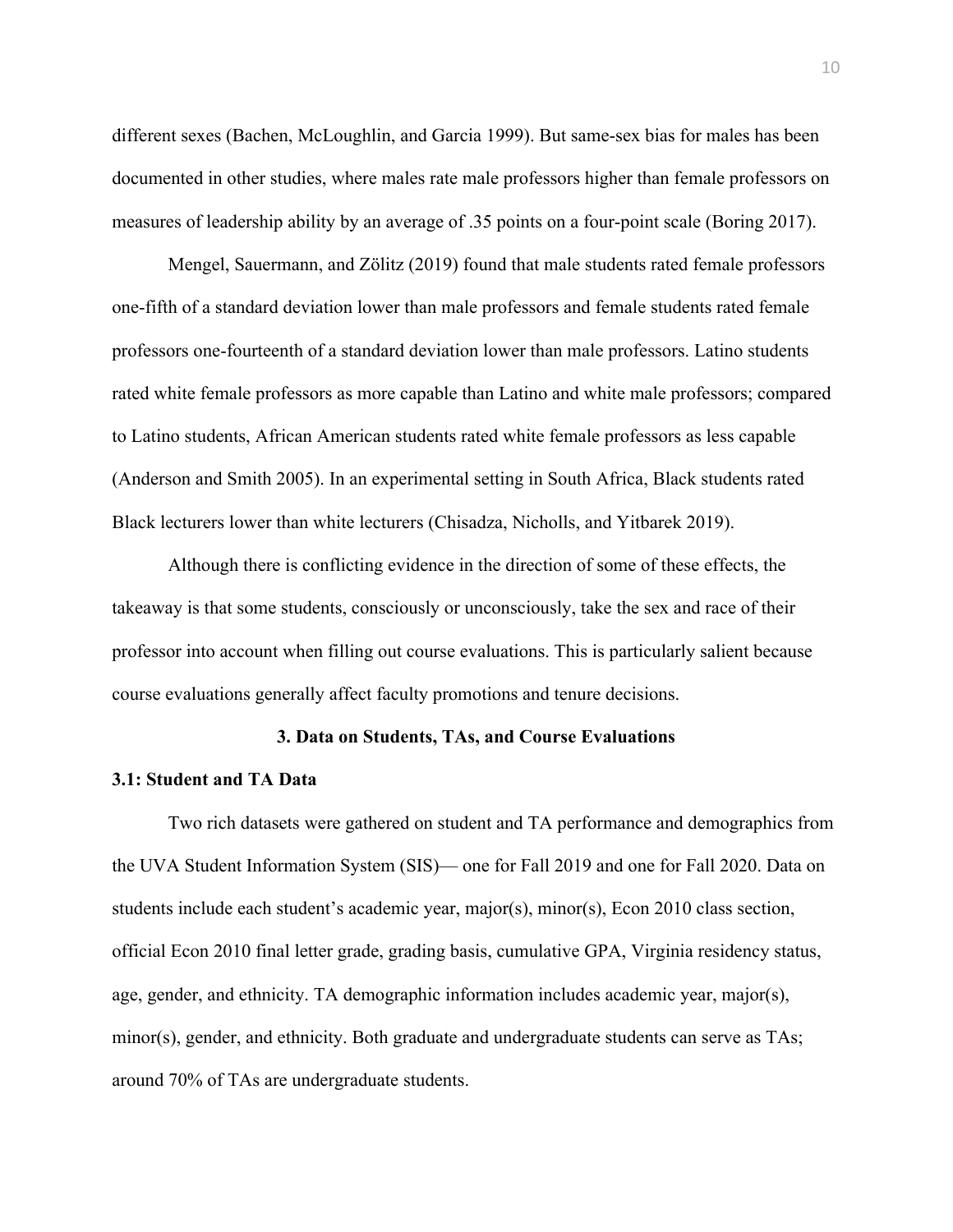different sexes (Bachen, McLoughlin, and Garcia 1999). But same-sex bias for males has been documented in other studies, where males rate male professors higher than female professors on measures of leadership ability by an average of .35 points on a four-point scale (Boring 2017).

Mengel, Sauermann, and Zölitz (2019) found that male students rated female professors one-fifth of a standard deviation lower than male professors and female students rated female professors one-fourteenth of a standard deviation lower than male professors. Latino students rated white female professors as more capable than Latino and white male professors; compared to Latino students, African American students rated white female professors as less capable (Anderson and Smith 2005). In an experimental setting in South Africa, Black students rated Black lecturers lower than white lecturers (Chisadza, Nicholls, and Yitbarek 2019).

Although there is conflicting evidence in the direction of some of these effects, the takeaway is that some students, consciously or unconsciously, take the sex and race of their professor into account when filling out course evaluations. This is particularly salient because course evaluations generally affect faculty promotions and tenure decisions.

## 3. Data on Students, TAs, and Course Evaluations

### 3.1: Student and TA Data

Two rich datasets were gathered on student and TA performance and demographics from the UVA Student Information System (SIS)— one for Fall 2019 and one for Fall 2020. Data on students include each student's academic year, major(s), minor(s), Econ 2010 class section, official Econ 2010 final letter grade, grading basis, cumulative GPA, Virginia residency status, age, gender, and ethnicity. TA demographic information includes academic year, major(s), minor(s), gender, and ethnicity. Both graduate and undergraduate students can serve as TAs; around 70% of TAs are undergraduate students.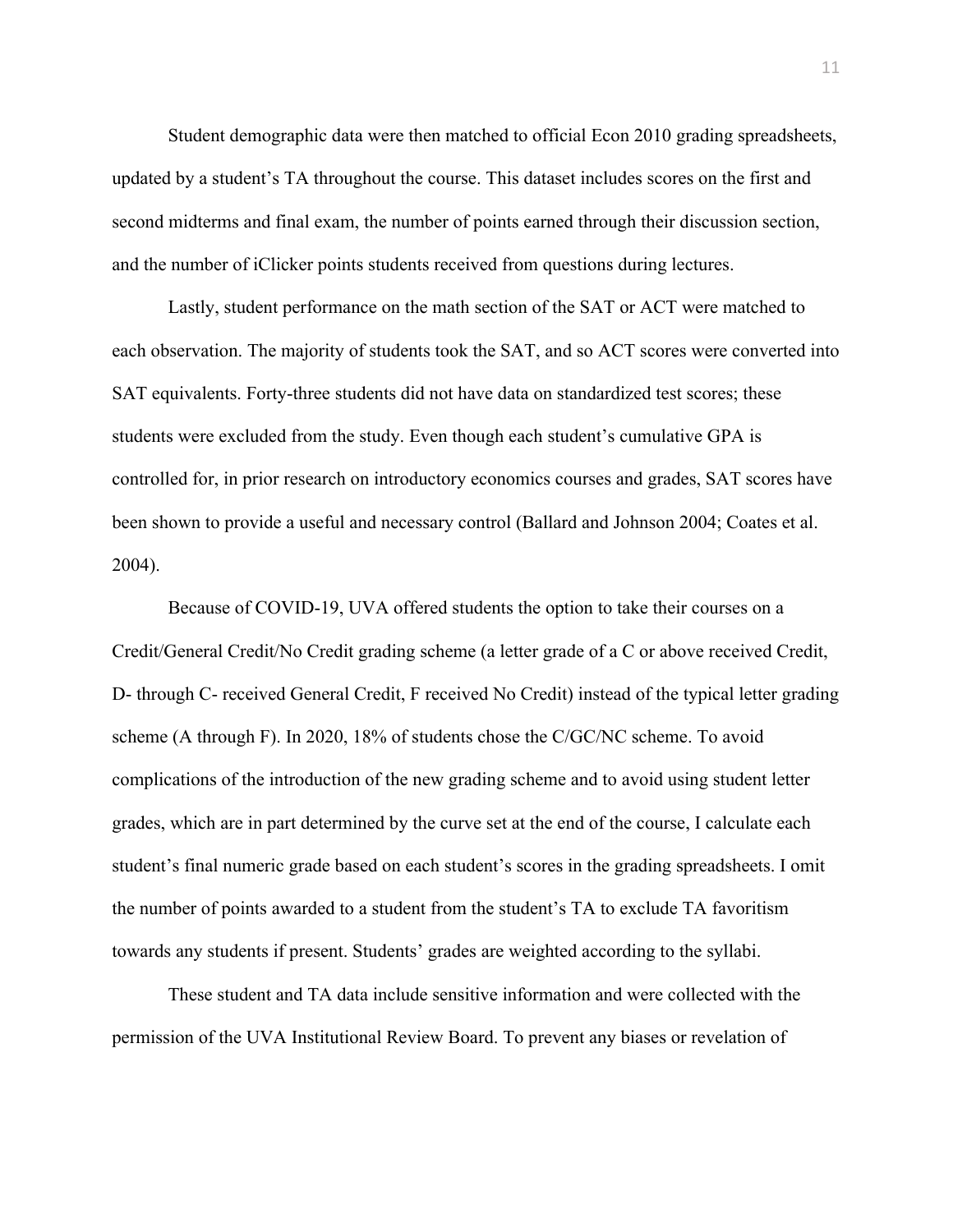Student demographic data were then matched to official Econ 2010 grading spreadsheets, updated by a student's TA throughout the course. This dataset includes scores on the first and second midterms and final exam, the number of points earned through their discussion section, and the number of iClicker points students received from questions during lectures.

Lastly, student performance on the math section of the SAT or ACT were matched to each observation. The majority of students took the SAT, and so ACT scores were converted into SAT equivalents. Forty-three students did not have data on standardized test scores; these students were excluded from the study. Even though each student's cumulative GPA is controlled for, in prior research on introductory economics courses and grades, SAT scores have been shown to provide a useful and necessary control (Ballard and Johnson 2004; Coates et al. 2004).

Because of COVID-19, UVA offered students the option to take their courses on a Credit/General Credit/No Credit grading scheme (a letter grade of a C or above received Credit, D- through C- received General Credit, F received No Credit) instead of the typical letter grading scheme (A through F). In 2020, 18% of students chose the C/GC/NC scheme. To avoid complications of the introduction of the new grading scheme and to avoid using student letter grades, which are in part determined by the curve set at the end of the course, I calculate each student's final numeric grade based on each student's scores in the grading spreadsheets. I omit the number of points awarded to a student from the student's TA to exclude TA favoritism towards any students if present. Students' grades are weighted according to the syllabi.

These student and TA data include sensitive information and were collected with the permission of the UVA Institutional Review Board. To prevent any biases or revelation of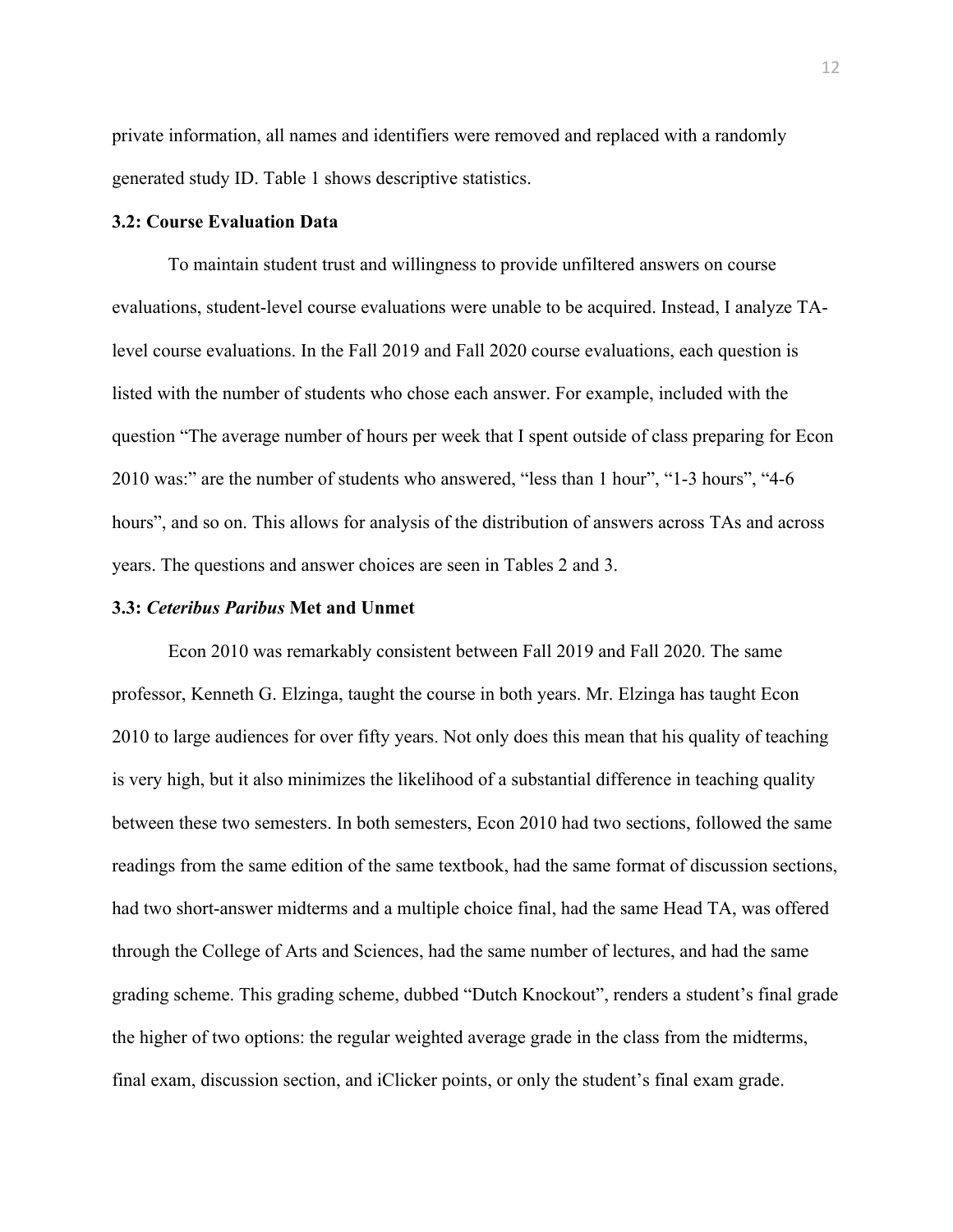private information, all names and identifiers were removed and replaced with a randomly generated study ID. Table 1 shows descriptive statistics.

### 3.2: Course Evaluation Data

To maintain student trust and willingness to provide unfiltered answers on course evaluations, student-level course evaluations were unable to be acquired. Instead, I analyze TA-level course evaluations. In the Fall 2019 and Fall 2020 course evaluations, each question is listed with the number of students who chose each answer. For example, included with the question "The average number of hours per week that I spent outside of class preparing for Econ 2010 was:" are the number of students who answered, "less than 1 hour", "1-3 hours", "4-6 hours", and so on. This allows for analysis of the distribution of answers across TAs and across years. The questions and answer choices are seen in Tables 2 and 3.

### 3.3: *Ceteribus Paribus* Met and Unmet

Econ 2010 was remarkably consistent between Fall 2019 and Fall 2020. The same professor, Kenneth G. Elzinga, taught the course in both years. Mr. Elzinga has taught Econ 2010 to large audiences for over fifty years. Not only does this mean that his quality of teaching is very high, but it also minimizes the likelihood of a substantial difference in teaching quality between these two semesters. In both semesters, Econ 2010 had two sections, followed the same readings from the same edition of the same textbook, had the same format of discussion sections, had two short-answer midterms and a multiple choice final, had the same Head TA, was offered through the College of Arts and Sciences, had the same number of lectures, and had the same grading scheme. This grading scheme, dubbed "Dutch Knockout", renders a student's final grade the higher of two options: the regular weighted average grade in the class from the midterms, final exam, discussion section, and iClicker points, or only the student's final exam grade.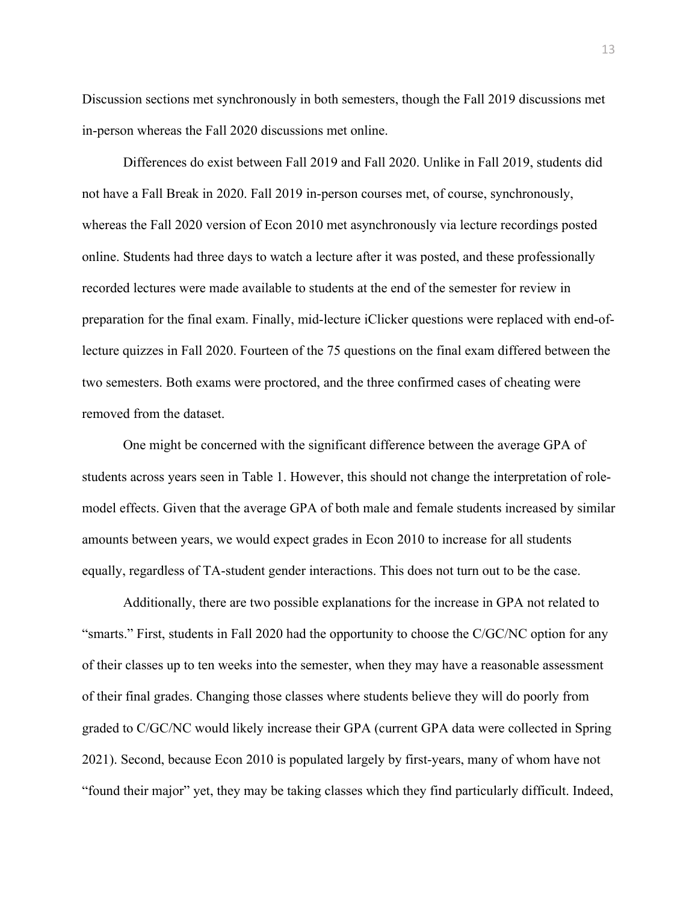Discussion sections met synchronously in both semesters, though the Fall 2019 discussions met in-person whereas the Fall 2020 discussions met online.

Differences do exist between Fall 2019 and Fall 2020. Unlike in Fall 2019, students did not have a Fall Break in 2020. Fall 2019 in-person courses met, of course, synchronously, whereas the Fall 2020 version of Econ 2010 met asynchronously via lecture recordings posted online. Students had three days to watch a lecture after it was posted, and these professionally recorded lectures were made available to students at the end of the semester for review in preparation for the final exam. Finally, mid-lecture iClicker questions were replaced with end-of-lecture quizzes in Fall 2020. Fourteen of the 75 questions on the final exam differed between the two semesters. Both exams were proctored, and the three confirmed cases of cheating were removed from the dataset.

One might be concerned with the significant difference between the average GPA of students across years seen in Table 1. However, this should not change the interpretation of role-model effects. Given that the average GPA of both male and female students increased by similar amounts between years, we would expect grades in Econ 2010 to increase for all students equally, regardless of TA-student gender interactions. This does not turn out to be the case.

Additionally, there are two possible explanations for the increase in GPA not related to "smarts." First, students in Fall 2020 had the opportunity to choose the C/GC/NC option for any of their classes up to ten weeks into the semester, when they may have a reasonable assessment of their final grades. Changing those classes where students believe they will do poorly from graded to C/GC/NC would likely increase their GPA (current GPA data were collected in Spring 2021). Second, because Econ 2010 is populated largely by first-years, many of whom have not "found their major" yet, they may be taking classes which they find particularly difficult. Indeed,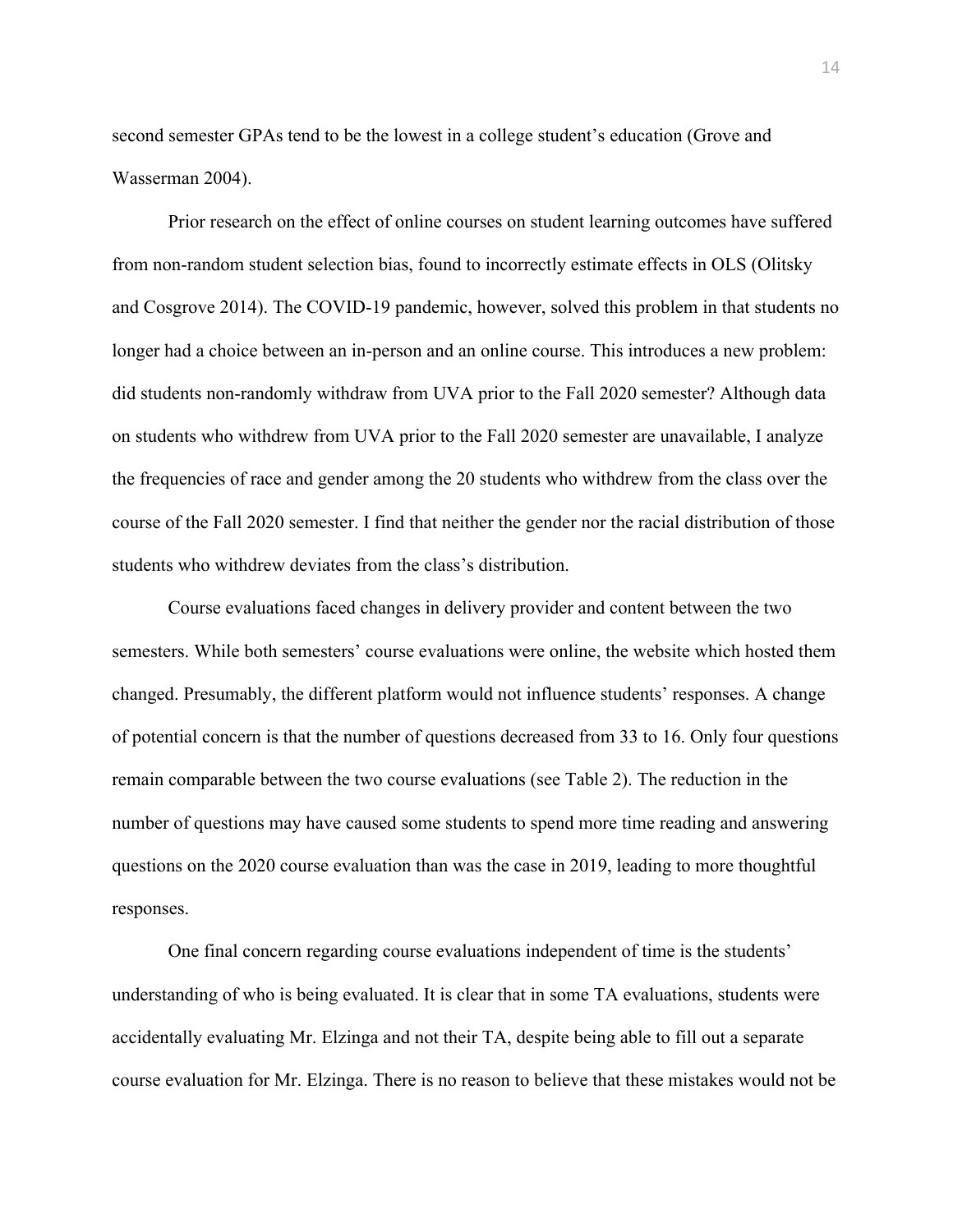second semester GPAs tend to be the lowest in a college student's education (Grove and Wasserman 2004).

Prior research on the effect of online courses on student learning outcomes have suffered from non-random student selection bias, found to incorrectly estimate effects in OLS (Olitsky and Cosgrove 2014). The COVID-19 pandemic, however, solved this problem in that students no longer had a choice between an in-person and an online course. This introduces a new problem: did students non-randomly withdraw from UVA prior to the Fall 2020 semester? Although data on students who withdrew from UVA prior to the Fall 2020 semester are unavailable, I analyze the frequencies of race and gender among the 20 students who withdrew from the class over the course of the Fall 2020 semester. I find that neither the gender nor the racial distribution of those students who withdrew deviates from the class's distribution.

Course evaluations faced changes in delivery provider and content between the two semesters. While both semesters' course evaluations were online, the website which hosted them changed. Presumably, the different platform would not influence students' responses. A change of potential concern is that the number of questions decreased from 33 to 16. Only four questions remain comparable between the two course evaluations (see Table 2). The reduction in the number of questions may have caused some students to spend more time reading and answering questions on the 2020 course evaluation than was the case in 2019, leading to more thoughtful responses.

One final concern regarding course evaluations independent of time is the students' understanding of who is being evaluated. It is clear that in some TA evaluations, students were accidentally evaluating Mr. Elzinga and not their TA, despite being able to fill out a separate course evaluation for Mr. Elzinga. There is no reason to believe that these mistakes would not be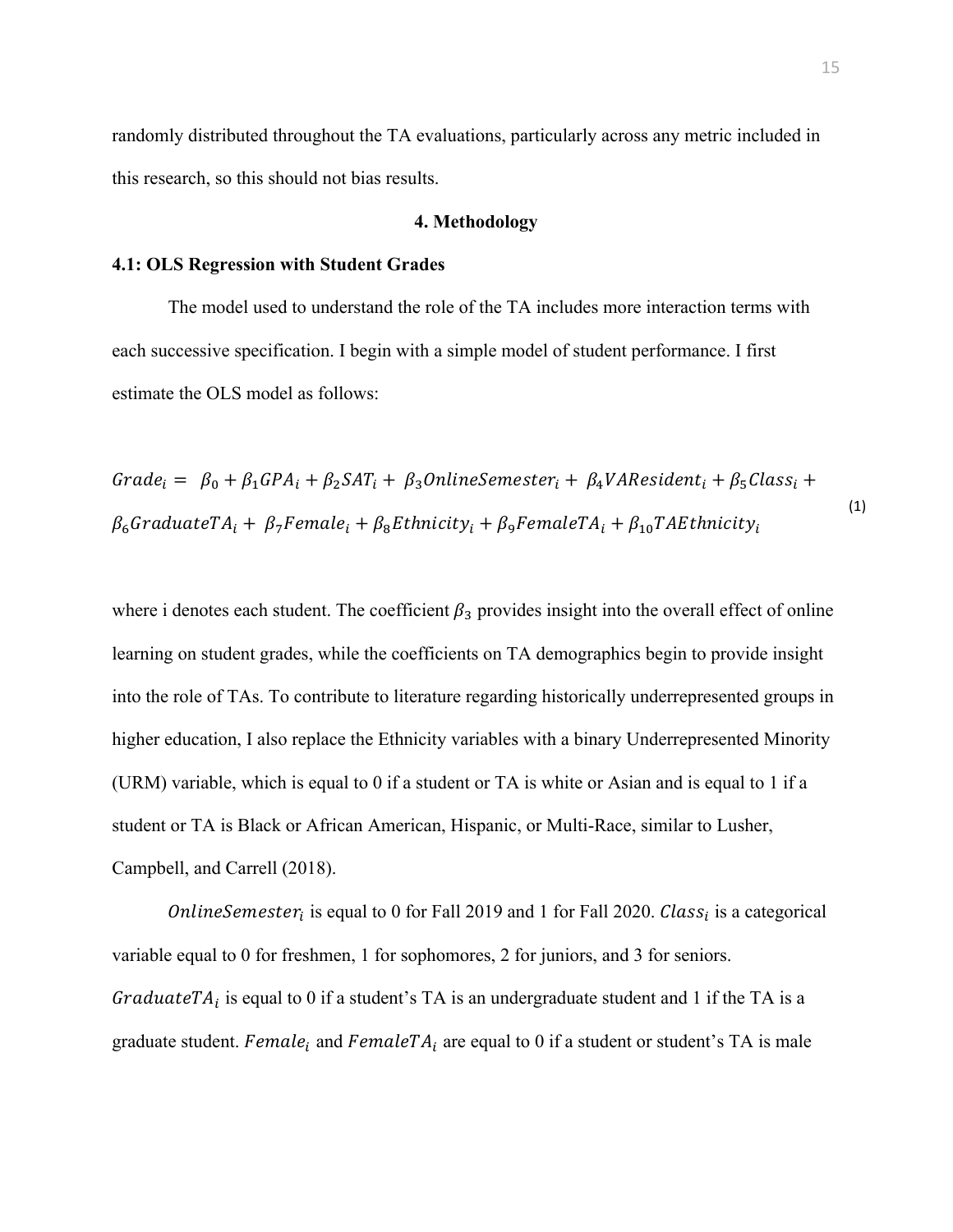randomly distributed throughout the TA evaluations, particularly across any metric included in this research, so this should not bias results.

## 4. Methodology

### 4.1: OLS Regression with Student Grades

The model used to understand the role of the TA includes more interaction terms with each successive specification. I begin with a simple model of student performance. I first estimate the OLS model as follows:

$$Grade_i = \beta_0 + \beta_1 GPA_i + \beta_2 SAT_i + \beta_3 OnlineSemester_i + \beta_4 VAResident_i + \beta_5 Class_i + \beta_6 GraduateTA_i + \beta_7 Female_i + \beta_8 Ethnicity_i + \beta_9 FemaleTA_i + \beta_{10} TAEthnicity_i \tag{1}$$

where i denotes each student. The coefficient $\beta_3$ provides insight into the overall effect of online learning on student grades, while the coefficients on TA demographics begin to provide insight into the role of TAs. To contribute to literature regarding historically underrepresented groups in higher education, I also replace the Ethnicity variables with a binary Underrepresented Minority (URM) variable, which is equal to 0 if a student or TA is white or Asian and is equal to 1 if a student or TA is Black or African American, Hispanic, or Multi-Race, similar to Lusher, Campbell, and Carrell (2018).

$OnlineSemester_i$ is equal to 0 for Fall 2019 and 1 for Fall 2020. $Class_i$ is a categorical variable equal to 0 for freshmen, 1 for sophomores, 2 for juniors, and 3 for seniors. $GraduateTA_i$ is equal to 0 if a student's TA is an undergraduate student and 1 if the TA is a graduate student. $Female_i$ and $FemaleTA_i$ are equal to 0 if a student or student's TA is male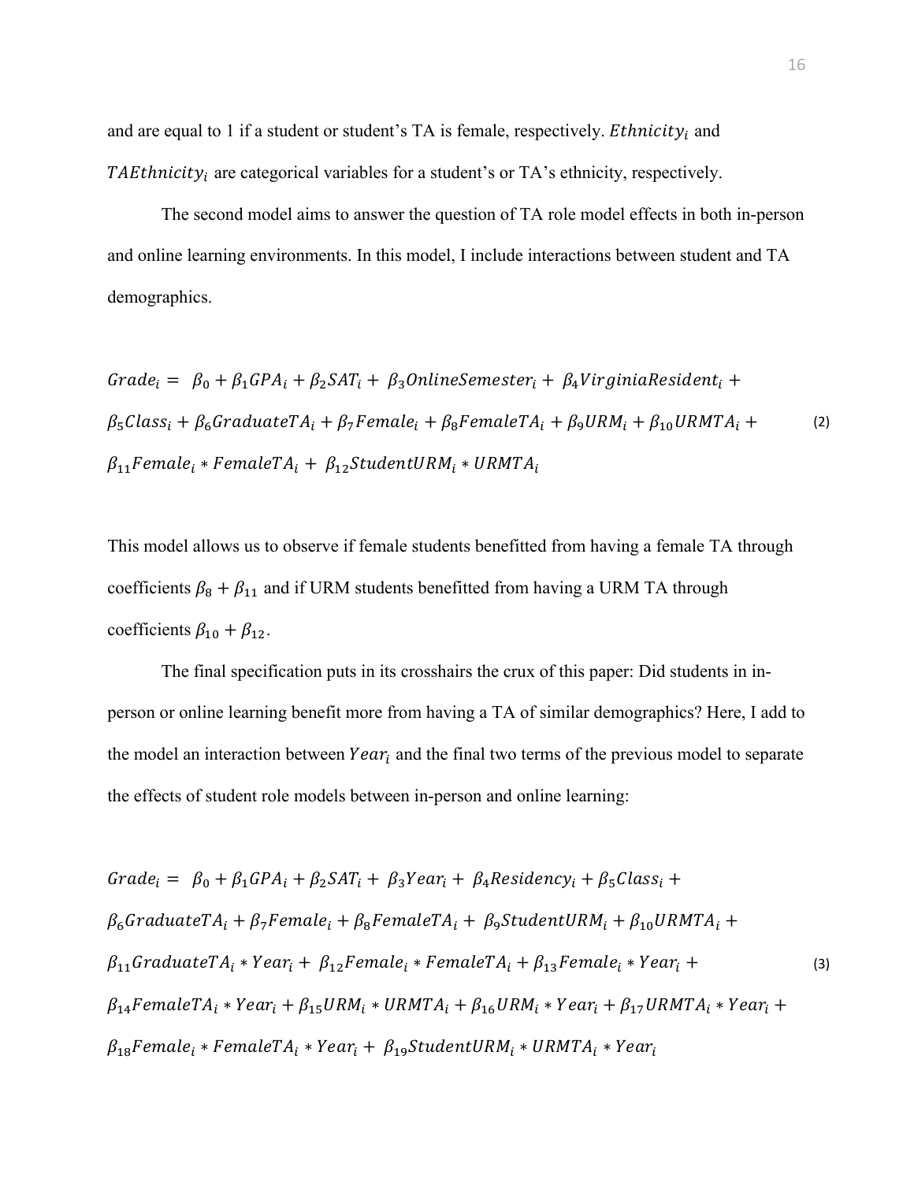and are equal to 1 if a student or student's TA is female, respectively. $Ethnicity_i$ and $TAEthnicity_i$ are categorical variables for a student's or TA's ethnicity, respectively.

The second model aims to answer the question of TA role model effects in both in-person and online learning environments. In this model, I include interactions between student and TA demographics.

$$Grade_i = \beta_0 + \beta_1 GPA_i + \beta_2 SAT_i + \beta_3 OnlineSemester_i + \beta_4 VirginiaResident_i + \beta_5 Class_i + \beta_6 GraduateTA_i + \beta_7 Female_i + \beta_8 FemaleTA_i + \beta_9 URM_i + \beta_{10} URMTA_i + \beta_{11} Female_i * FemaleTA_i + \beta_{12} StudentURM_i * URMTA_i \tag{2}$$

This model allows us to observe if female students benefitted from having a female TA through coefficients $\beta_8 + \beta_{11}$ and if URM students benefitted from having a URM TA through coefficients $\beta_{10} + \beta_{12}$.

The final specification puts in its crosshairs the crux of this paper: Did students in in-person or online learning benefit more from having a TA of similar demographics? Here, I add to the model an interaction between $Year_i$ and the final two terms of the previous model to separate the effects of student role models between in-person and online learning:

$$Grade_i = \beta_0 + \beta_1 GPA_i + \beta_2 SAT_i + \beta_3 Year_i + \beta_4 Residency_i + \beta_5 Class_i + \beta_6 GraduateTA_i + \beta_7 Female_i + \beta_8 FemaleTA_i + \beta_9 StudentURM_i + \beta_{10} URMTA_i + \beta_{11} GraduateTA_i * Year_i + \beta_{12} Female_i * FemaleTA_i + \beta_{13} Female_i * Year_i + \beta_{14} FemaleTA_i * Year_i + \beta_{15} URM_i * URMTA_i + \beta_{16} URM_i * Year_i + \beta_{17} URMTA_i * Year_i + \beta_{18} Female_i * FemaleTA_i * Year_i + \beta_{19} StudentURM_i * URMTA_i * Year_i \tag{3}$$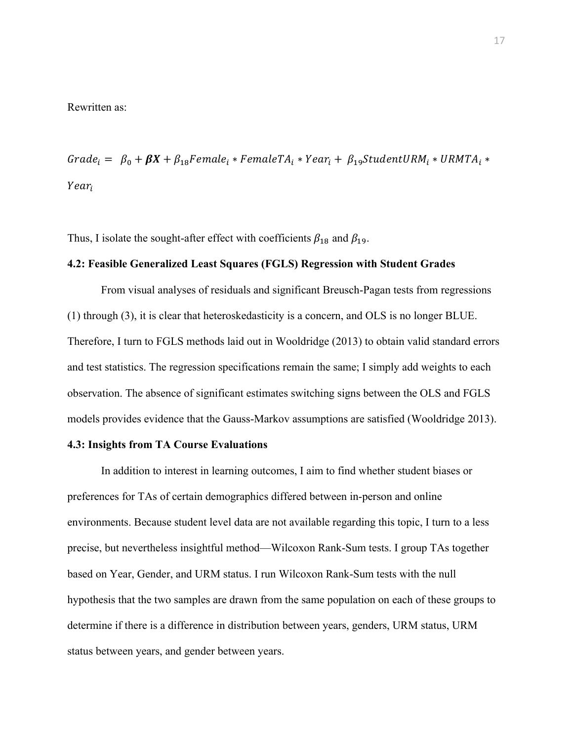Rewritten as:

$$Grade_i = \beta_0 + \boldsymbol{\beta X} + \beta_{18} Female_i * FemaleTA_i * Year_i + \beta_{19} StudentURM_i * URMTA_i * Year_i$$

Thus, I isolate the sought-after effect with coefficients $\beta_{18}$ and $\beta_{19}$.

**4.2: Feasible Generalized Least Squares (FGLS) Regression with Student Grades**

From visual analyses of residuals and significant Breusch-Pagan tests from regressions (1) through (3), it is clear that heteroskedasticity is a concern, and OLS is no longer BLUE. Therefore, I turn to FGLS methods laid out in Wooldridge (2013) to obtain valid standard errors and test statistics. The regression specifications remain the same; I simply add weights to each observation. The absence of significant estimates switching signs between the OLS and FGLS models provides evidence that the Gauss-Markov assumptions are satisfied (Wooldridge 2013).

**4.3: Insights from TA Course Evaluations**

In addition to interest in learning outcomes, I aim to find whether student biases or preferences for TAs of certain demographics differed between in-person and online environments. Because student level data are not available regarding this topic, I turn to a less precise, but nevertheless insightful method—Wilcoxon Rank-Sum tests. I group TAs together based on Year, Gender, and URM status. I run Wilcoxon Rank-Sum tests with the null hypothesis that the two samples are drawn from the same population on each of these groups to determine if there is a difference in distribution between years, genders, URM status, URM status between years, and gender between years.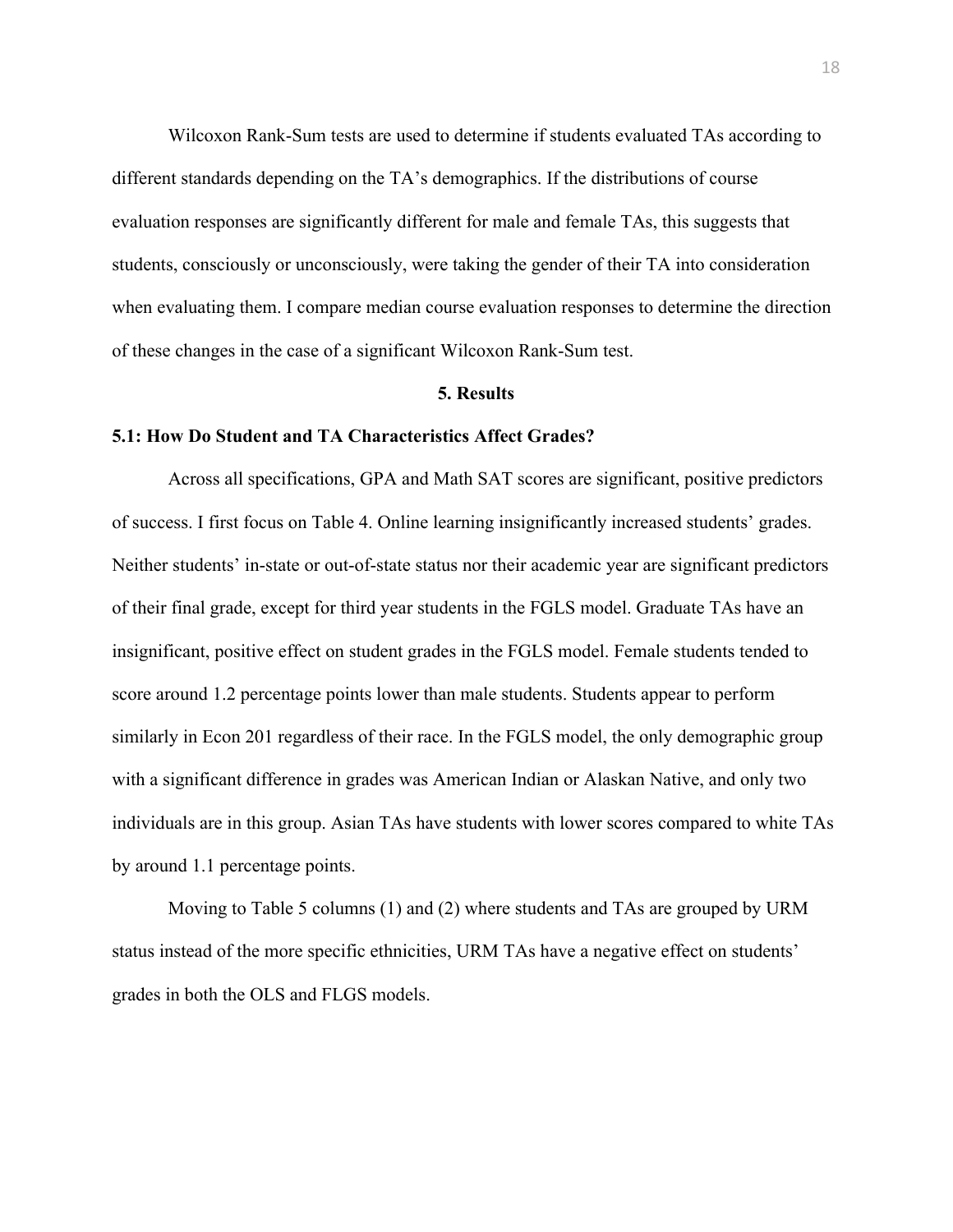Wilcoxon Rank-Sum tests are used to determine if students evaluated TAs according to different standards depending on the TA's demographics. If the distributions of course evaluation responses are significantly different for male and female TAs, this suggests that students, consciously or unconsciously, were taking the gender of their TA into consideration when evaluating them. I compare median course evaluation responses to determine the direction of these changes in the case of a significant Wilcoxon Rank-Sum test.

## 5. Results

### 5.1: How Do Student and TA Characteristics Affect Grades?

Across all specifications, GPA and Math SAT scores are significant, positive predictors of success. I first focus on Table 4. Online learning insignificantly increased students' grades. Neither students' in-state or out-of-state status nor their academic year are significant predictors of their final grade, except for third year students in the FGLS model. Graduate TAs have an insignificant, positive effect on student grades in the FGLS model. Female students tended to score around 1.2 percentage points lower than male students. Students appear to perform similarly in Econ 201 regardless of their race. In the FGLS model, the only demographic group with a significant difference in grades was American Indian or Alaskan Native, and only two individuals are in this group. Asian TAs have students with lower scores compared to white TAs by around 1.1 percentage points.

Moving to Table 5 columns (1) and (2) where students and TAs are grouped by URM status instead of the more specific ethnicities, URM TAs have a negative effect on students' grades in both the OLS and FLGS models.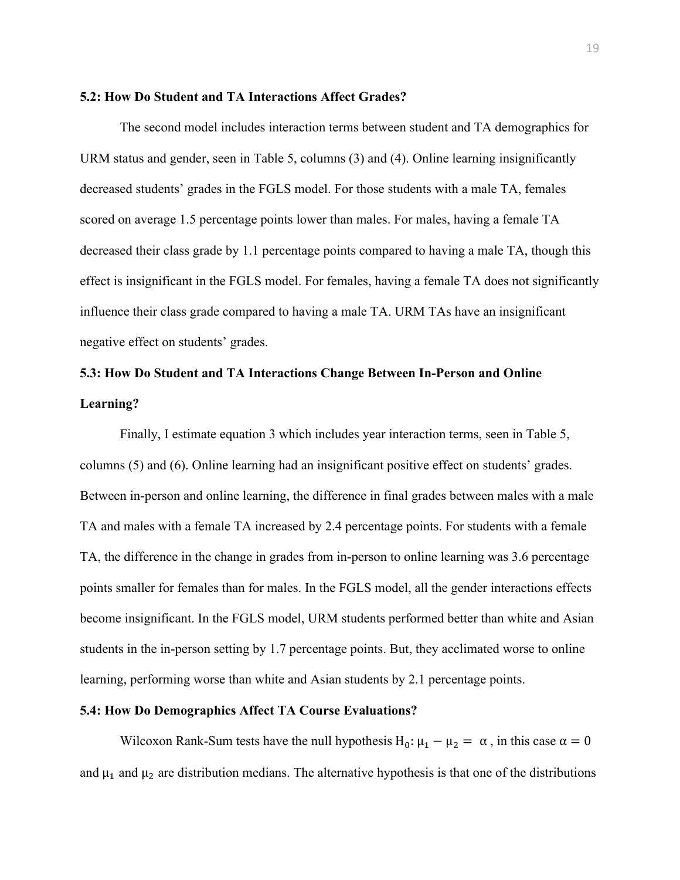### 5.2: How Do Student and TA Interactions Affect Grades?

The second model includes interaction terms between student and TA demographics for URM status and gender, seen in Table 5, columns (3) and (4). Online learning insignificantly decreased students' grades in the FGLS model. For those students with a male TA, females scored on average 1.5 percentage points lower than males. For males, having a female TA decreased their class grade by 1.1 percentage points compared to having a male TA, though this effect is insignificant in the FGLS model. For females, having a female TA does not significantly influence their class grade compared to having a male TA. URM TAs have an insignificant negative effect on students' grades.

### 5.3: How Do Student and TA Interactions Change Between In-Person and Online Learning?

Finally, I estimate equation 3 which includes year interaction terms, seen in Table 5, columns (5) and (6). Online learning had an insignificant positive effect on students' grades. Between in-person and online learning, the difference in final grades between males with a male TA and males with a female TA increased by 2.4 percentage points. For students with a female TA, the difference in the change in grades from in-person to online learning was 3.6 percentage points smaller for females than for males. In the FGLS model, all the gender interactions effects become insignificant. In the FGLS model, URM students performed better than white and Asian students in the in-person setting by 1.7 percentage points. But, they acclimated worse to online learning, performing worse than white and Asian students by 2.1 percentage points.

### 5.4: How Do Demographics Affect TA Course Evaluations?

Wilcoxon Rank-Sum tests have the null hypothesis $H_0: \mu_1 - \mu_2 = \alpha$, in this case $\alpha = 0$ and $\mu_1$ and $\mu_2$ are distribution medians. The alternative hypothesis is that one of the distributions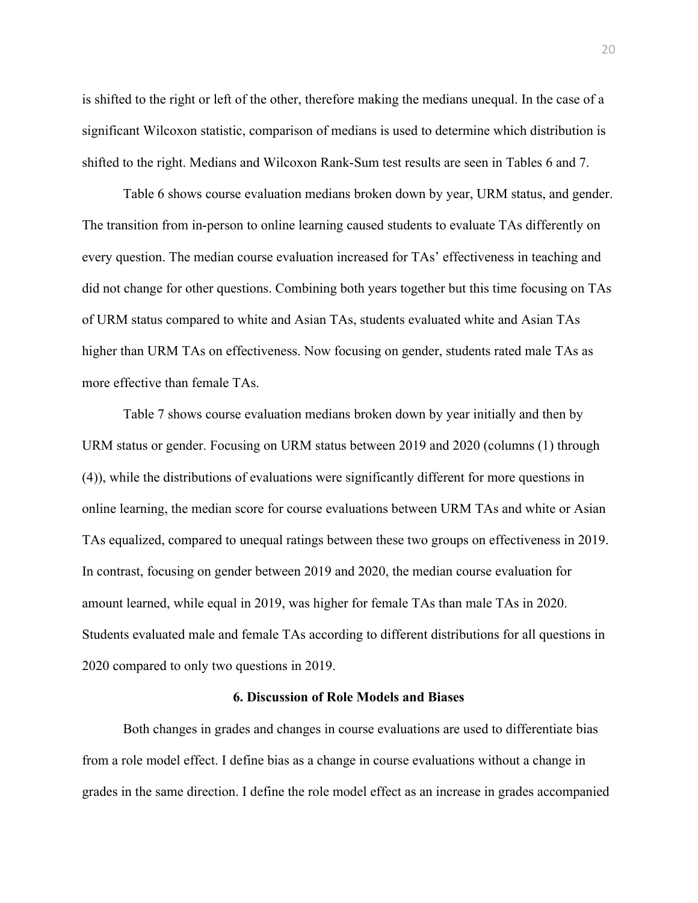is shifted to the right or left of the other, therefore making the medians unequal. In the case of a significant Wilcoxon statistic, comparison of medians is used to determine which distribution is shifted to the right. Medians and Wilcoxon Rank-Sum test results are seen in Tables 6 and 7.

Table 6 shows course evaluation medians broken down by year, URM status, and gender. The transition from in-person to online learning caused students to evaluate TAs differently on every question. The median course evaluation increased for TAs' effectiveness in teaching and did not change for other questions. Combining both years together but this time focusing on TAs of URM status compared to white and Asian TAs, students evaluated white and Asian TAs higher than URM TAs on effectiveness. Now focusing on gender, students rated male TAs as more effective than female TAs.

Table 7 shows course evaluation medians broken down by year initially and then by URM status or gender. Focusing on URM status between 2019 and 2020 (columns (1) through (4)), while the distributions of evaluations were significantly different for more questions in online learning, the median score for course evaluations between URM TAs and white or Asian TAs equalized, compared to unequal ratings between these two groups on effectiveness in 2019. In contrast, focusing on gender between 2019 and 2020, the median course evaluation for amount learned, while equal in 2019, was higher for female TAs than male TAs in 2020. Students evaluated male and female TAs according to different distributions for all questions in 2020 compared to only two questions in 2019.

## 6. Discussion of Role Models and Biases

Both changes in grades and changes in course evaluations are used to differentiate bias from a role model effect. I define bias as a change in course evaluations without a change in grades in the same direction. I define the role model effect as an increase in grades accompanied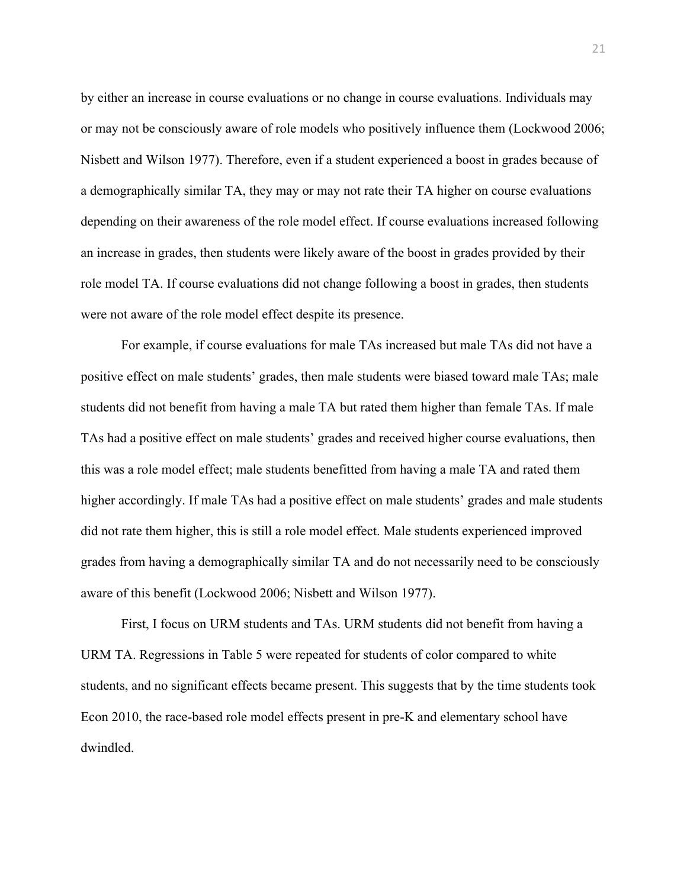by either an increase in course evaluations or no change in course evaluations. Individuals may or may not be consciously aware of role models who positively influence them (Lockwood 2006; Nisbett and Wilson 1977). Therefore, even if a student experienced a boost in grades because of a demographically similar TA, they may or may not rate their TA higher on course evaluations depending on their awareness of the role model effect. If course evaluations increased following an increase in grades, then students were likely aware of the boost in grades provided by their role model TA. If course evaluations did not change following a boost in grades, then students were not aware of the role model effect despite its presence.

For example, if course evaluations for male TAs increased but male TAs did not have a positive effect on male students' grades, then male students were biased toward male TAs; male students did not benefit from having a male TA but rated them higher than female TAs. If male TAs had a positive effect on male students' grades and received higher course evaluations, then this was a role model effect; male students benefitted from having a male TA and rated them higher accordingly. If male TAs had a positive effect on male students' grades and male students did not rate them higher, this is still a role model effect. Male students experienced improved grades from having a demographically similar TA and do not necessarily need to be consciously aware of this benefit (Lockwood 2006; Nisbett and Wilson 1977).

First, I focus on URM students and TAs. URM students did not benefit from having a URM TA. Regressions in Table 5 were repeated for students of color compared to white students, and no significant effects became present. This suggests that by the time students took Econ 2010, the race-based role model effects present in pre-K and elementary school have dwindled.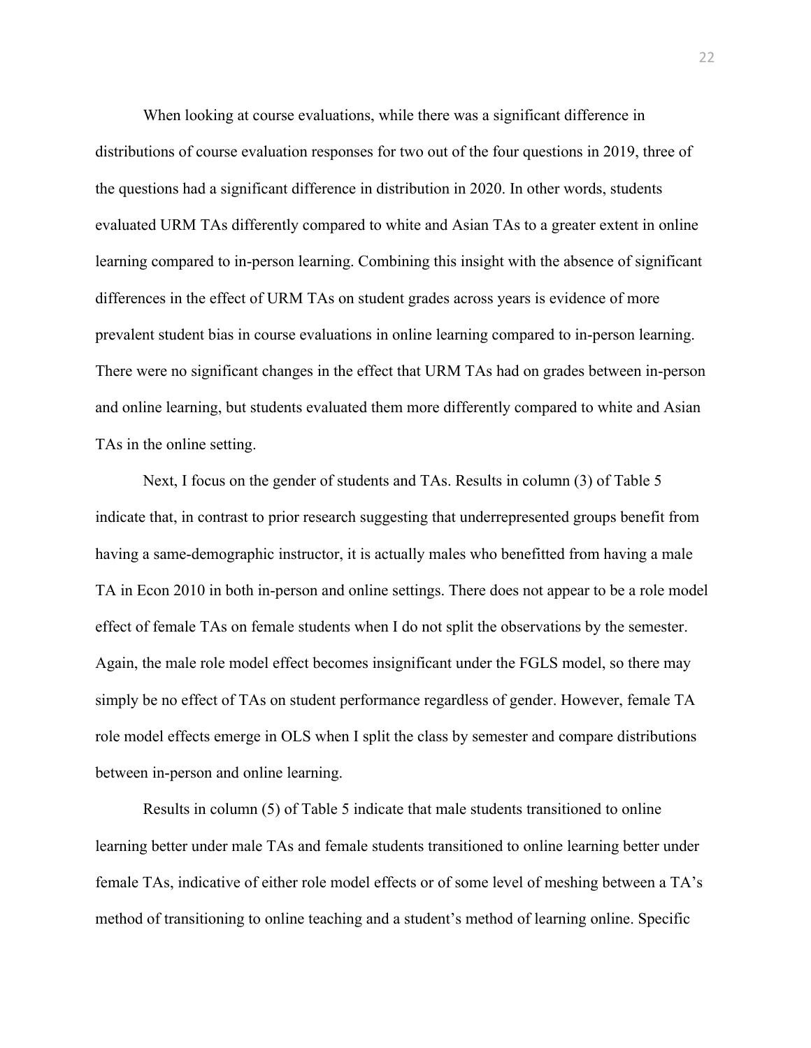When looking at course evaluations, while there was a significant difference in distributions of course evaluation responses for two out of the four questions in 2019, three of the questions had a significant difference in distribution in 2020. In other words, students evaluated URM TAs differently compared to white and Asian TAs to a greater extent in online learning compared to in-person learning. Combining this insight with the absence of significant differences in the effect of URM TAs on student grades across years is evidence of more prevalent student bias in course evaluations in online learning compared to in-person learning. There were no significant changes in the effect that URM TAs had on grades between in-person and online learning, but students evaluated them more differently compared to white and Asian TAs in the online setting.

Next, I focus on the gender of students and TAs. Results in column (3) of Table 5 indicate that, in contrast to prior research suggesting that underrepresented groups benefit from having a same-demographic instructor, it is actually males who benefitted from having a male TA in Econ 2010 in both in-person and online settings. There does not appear to be a role model effect of female TAs on female students when I do not split the observations by the semester. Again, the male role model effect becomes insignificant under the FGLS model, so there may simply be no effect of TAs on student performance regardless of gender. However, female TA role model effects emerge in OLS when I split the class by semester and compare distributions between in-person and online learning.

Results in column (5) of Table 5 indicate that male students transitioned to online learning better under male TAs and female students transitioned to online learning better under female TAs, indicative of either role model effects or of some level of meshing between a TA's method of transitioning to online teaching and a student's method of learning online. Specific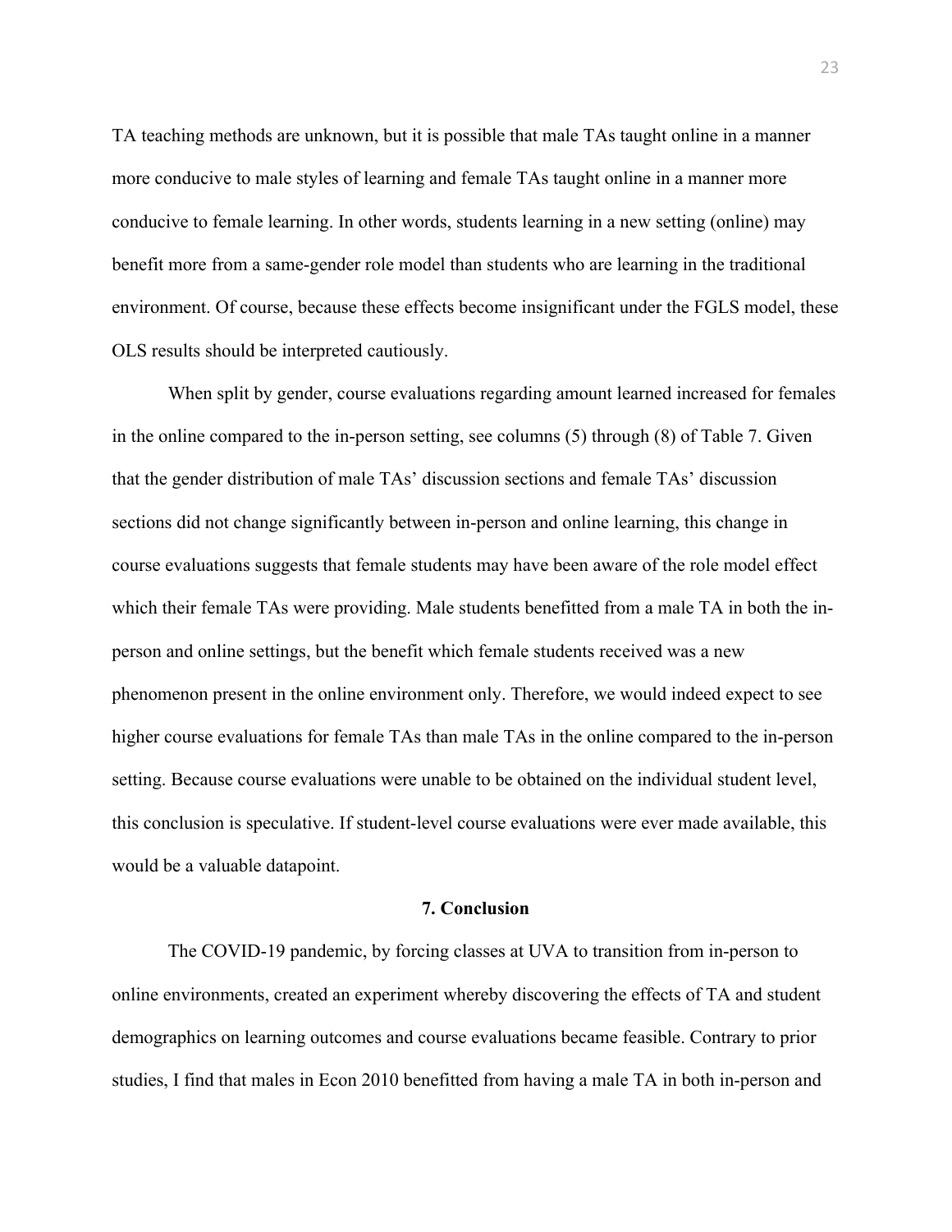TA teaching methods are unknown, but it is possible that male TAs taught online in a manner more conducive to male styles of learning and female TAs taught online in a manner more conducive to female learning. In other words, students learning in a new setting (online) may benefit more from a same-gender role model than students who are learning in the traditional environment. Of course, because these effects become insignificant under the FGLS model, these OLS results should be interpreted cautiously.

When split by gender, course evaluations regarding amount learned increased for females in the online compared to the in-person setting, see columns (5) through (8) of Table 7. Given that the gender distribution of male TAs' discussion sections and female TAs' discussion sections did not change significantly between in-person and online learning, this change in course evaluations suggests that female students may have been aware of the role model effect which their female TAs were providing. Male students benefitted from a male TA in both the in-person and online settings, but the benefit which female students received was a new phenomenon present in the online environment only. Therefore, we would indeed expect to see higher course evaluations for female TAs than male TAs in the online compared to the in-person setting. Because course evaluations were unable to be obtained on the individual student level, this conclusion is speculative. If student-level course evaluations were ever made available, this would be a valuable datapoint.

## 7. Conclusion

The COVID-19 pandemic, by forcing classes at UVA to transition from in-person to online environments, created an experiment whereby discovering the effects of TA and student demographics on learning outcomes and course evaluations became feasible. Contrary to prior studies, I find that males in Econ 2010 benefitted from having a male TA in both in-person and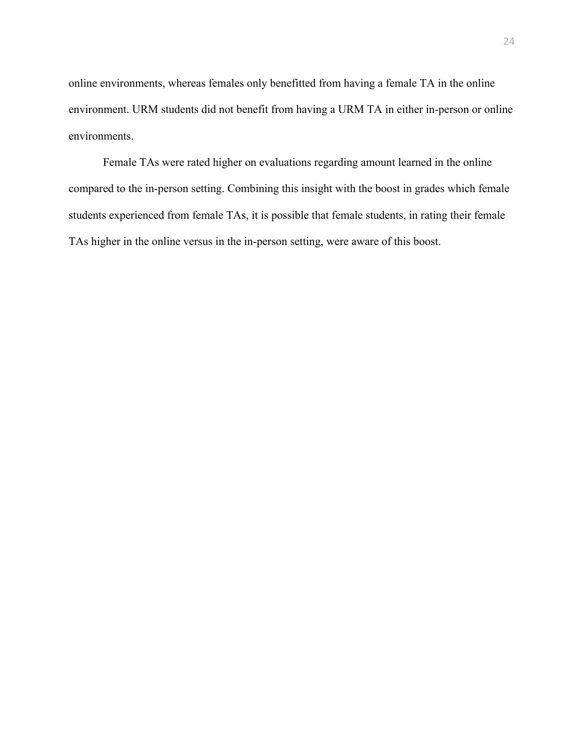online environments, whereas females only benefitted from having a female TA in the online environment. URM students did not benefit from having a URM TA in either in-person or online environments.

Female TAs were rated higher on evaluations regarding amount learned in the online compared to the in-person setting. Combining this insight with the boost in grades which female students experienced from female TAs, it is possible that female students, in rating their female TAs higher in the online versus in the in-person setting, were aware of this boost.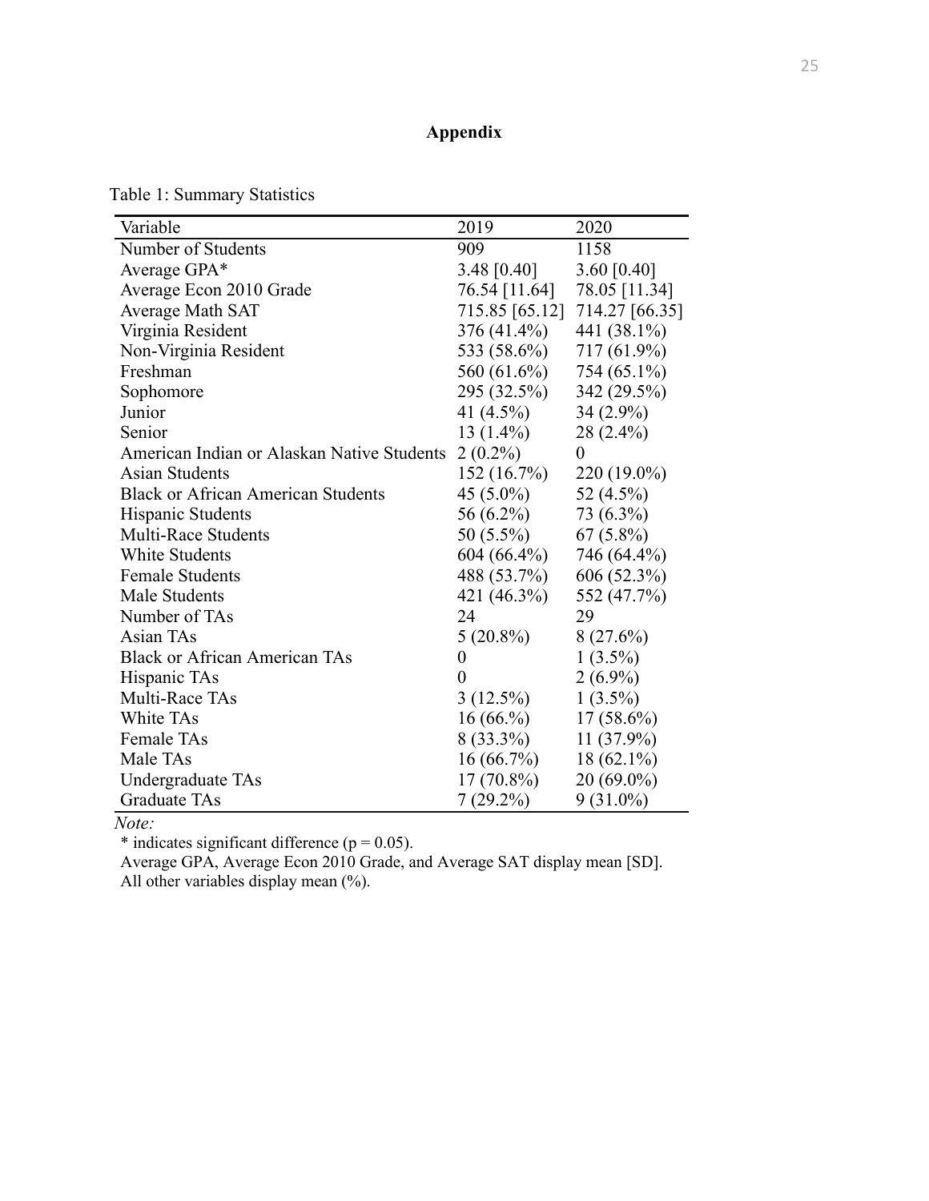## Appendix

Table 1: Summary Statistics

| Variable | 2019 | 2020 |
|---|---|---|
| Number of Students | 909 | 1158 |
| Average GPA* | 3.48 [0.40] | 3.60 [0.40] |
| Average Econ 2010 Grade | 76.54 [11.64] | 78.05 [11.34] |
| Average Math SAT | 715.85 [65.12] | 714.27 [66.35] |
| Virginia Resident | 376 (41.4%) | 441 (38.1%) |
| Non-Virginia Resident | 533 (58.6%) | 717 (61.9%) |
| Freshman | 560 (61.6%) | 754 (65.1%) |
| Sophomore | 295 (32.5%) | 342 (29.5%) |
| Junior | 41 (4.5%) | 34 (2.9%) |
| Senior | 13 (1.4%) | 28 (2.4%) |
| American Indian or Alaskan Native Students | 2 (0.2%) | 0 |
| Asian Students | 152 (16.7%) | 220 (19.0%) |
| Black or African American Students | 45 (5.0%) | 52 (4.5%) |
| Hispanic Students | 56 (6.2%) | 73 (6.3%) |
| Multi-Race Students | 50 (5.5%) | 67 (5.8%) |
| White Students | 604 (66.4%) | 746 (64.4%) |
| Female Students | 488 (53.7%) | 606 (52.3%) |
| Male Students | 421 (46.3%) | 552 (47.7%) |
| Number of TAs | 24 | 29 |
| Asian TAs | 5 (20.8%) | 8 (27.6%) |
| Black or African American TAs | 0 | 1 (3.5%) |
| Hispanic TAs | 0 | 2 (6.9%) |
| Multi-Race TAs | 3 (12.5%) | 1 (3.5%) |
| White TAs | 16 (66.%) | 17 (58.6%) |
| Female TAs | 8 (33.3%) | 11 (37.9%) |
| Male TAs | 16 (66.7%) | 18 (62.1%) |
| Undergraduate TAs | 17 (70.8%) | 20 (69.0%) |
| Graduate TAs | 7 (29.2%) | 9 (31.0%) |

*Note:*

\* indicates significant difference ($p = 0.05$).

Average GPA, Average Econ 2010 Grade, and Average SAT display mean [SD].

All other variables display mean (%).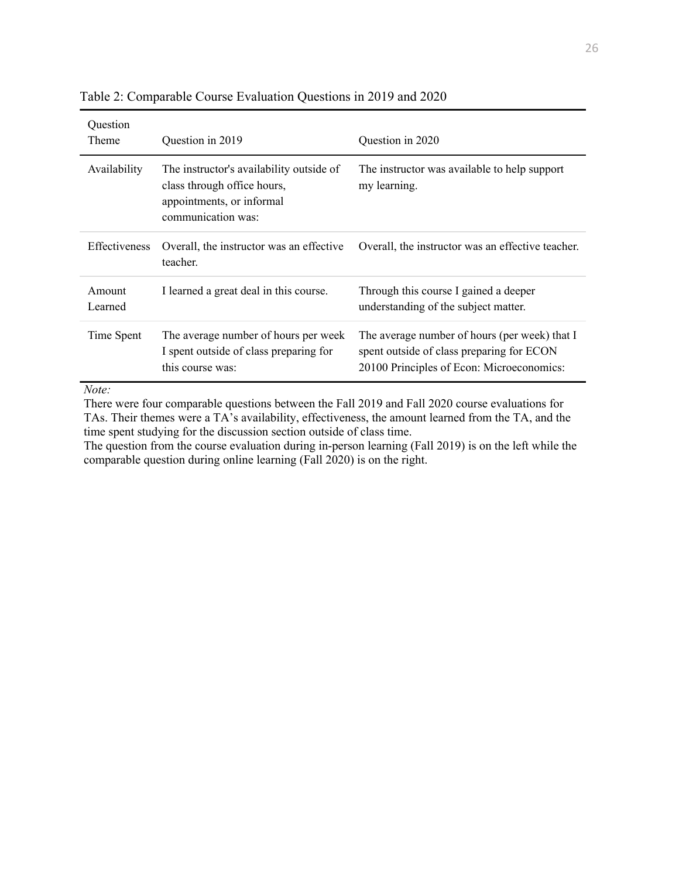Table 2: Comparable Course Evaluation Questions in 2019 and 2020

| Question Theme | Question in 2019 | Question in 2020 |
|---|---|---|
| Availability | The instructor's availability outside of class through office hours, appointments, or informal communication was: | The instructor was available to help support my learning. |
| Effectiveness | Overall, the instructor was an effective teacher. | Overall, the instructor was an effective teacher. |
| Amount Learned | I learned a great deal in this course. | Through this course I gained a deeper understanding of the subject matter. |
| Time Spent | The average number of hours per week I spent outside of class preparing for this course was: | The average number of hours (per week) that I spent outside of class preparing for ECON 20100 Principles of Econ: Microeconomics: |

*Note:*

There were four comparable questions between the Fall 2019 and Fall 2020 course evaluations for TAs. Their themes were a TA's availability, effectiveness, the amount learned from the TA, and the time spent studying for the discussion section outside of class time.

The question from the course evaluation during in-person learning (Fall 2019) is on the left while the comparable question during online learning (Fall 2020) is on the right.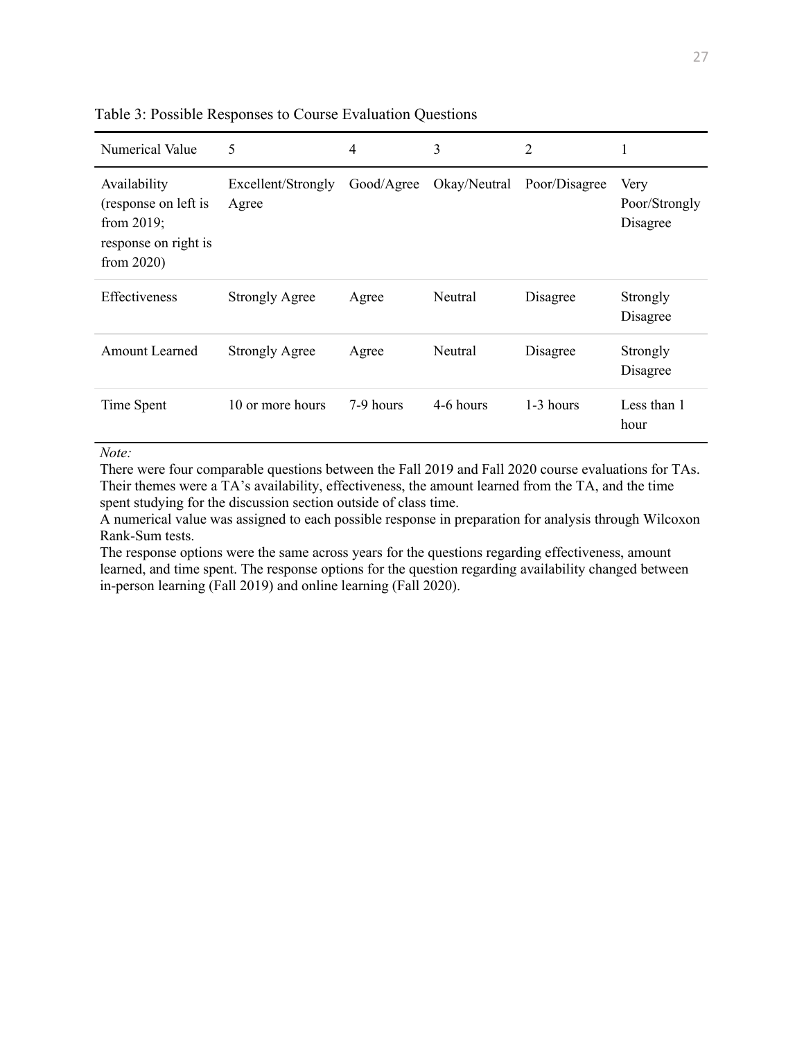Table 3: Possible Responses to Course Evaluation Questions

| Numerical Value | 5 | 4 | 3 | 2 | 1 |
|---|---|---|---|---|---|
| Availability (response on left is from 2019; response on right is from 2020) | Excellent/Strongly Agree | Good/Agree | Okay/Neutral | Poor/Disagree | Very Poor/Strongly Disagree |
| Effectiveness | Strongly Agree | Agree | Neutral | Disagree | Strongly Disagree |
| Amount Learned | Strongly Agree | Agree | Neutral | Disagree | Strongly Disagree |
| Time Spent | 10 or more hours | 7-9 hours | 4-6 hours | 1-3 hours | Less than 1 hour |

*Note:*
There were four comparable questions between the Fall 2019 and Fall 2020 course evaluations for TAs. Their themes were a TA's availability, effectiveness, the amount learned from the TA, and the time spent studying for the discussion section outside of class time.
A numerical value was assigned to each possible response in preparation for analysis through Wilcoxon Rank-Sum tests.
The response options were the same across years for the questions regarding effectiveness, amount learned, and time spent. The response options for the question regarding availability changed between in-person learning (Fall 2019) and online learning (Fall 2020).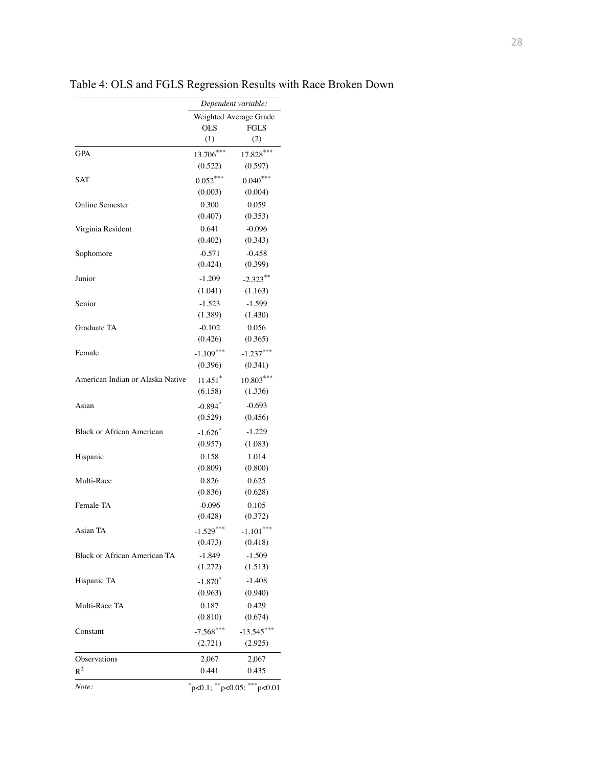Table 4: OLS and FGLS Regression Results with Race Broken Down

| | *Dependent variable:* | |
|---|---|---|
| | Weighted Average Grade | |
| | OLS | FGLS |
| | (1) | (2) |
| GPA | 13.706*** | 17.828*** |
| | (0.522) | (0.597) |
| SAT | 0.052*** | 0.040*** |
| | (0.003) | (0.004) |
| Online Semester | 0.300 | 0.059 |
| | (0.407) | (0.353) |
| Virginia Resident | 0.641 | -0.096 |
| | (0.402) | (0.343) |
| Sophomore | -0.571 | -0.458 |
| | (0.424) | (0.399) |
| Junior | -1.209 | -2.323** |
| | (1.041) | (1.163) |
| Senior | -1.523 | -1.599 |
| | (1.389) | (1.430) |
| Graduate TA | -0.102 | 0.056 |
| | (0.426) | (0.365) |
| Female | -1.109*** | -1.237*** |
| | (0.396) | (0.341) |
| American Indian or Alaska Native | 11.451* | 10.803*** |
| | (6.158) | (1.336) |
| Asian | -0.894* | -0.693 |
| | (0.529) | (0.456) |
| Black or African American | -1.626* | -1.229 |
| | (0.957) | (1.083) |
| Hispanic | 0.158 | 1.014 |
| | (0.809) | (0.800) |
| Multi-Race | 0.826 | 0.625 |
| | (0.836) | (0.628) |
| Female TA | -0.096 | 0.105 |
| | (0.428) | (0.372) |
| Asian TA | -1.529*** | -1.101*** |
| | (0.473) | (0.418) |
| Black or African American TA | -1.849 | -1.509 |
| | (1.272) | (1.513) |
| Hispanic TA | -1.870* | -1.408 |
| | (0.963) | (0.940) |
| Multi-Race TA | 0.187 | 0.429 |
| | (0.810) | (0.674) |
| Constant | -7.568*** | -13.545*** |
| | (2.721) | (2.925) |
| Observations | 2,067 | 2,067 |
| $R^2$ | 0.441 | 0.435 |
| *Note:* | *p<0.1; **p<0.05; ***p<0.01 | |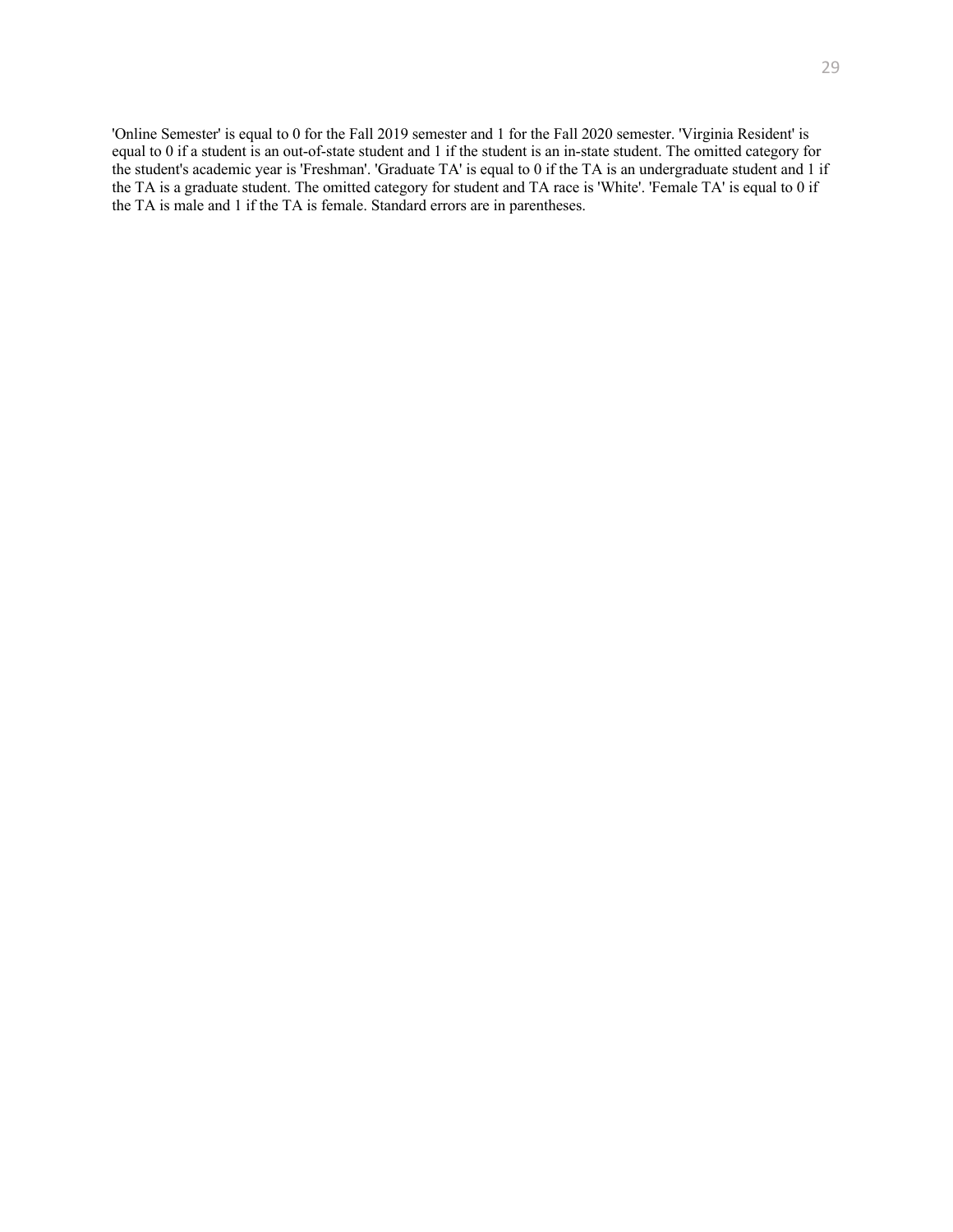'Online Semester' is equal to 0 for the Fall 2019 semester and 1 for the Fall 2020 semester. 'Virginia Resident' is equal to 0 if a student is an out-of-state student and 1 if the student is an in-state student. The omitted category for the student's academic year is 'Freshman'. 'Graduate TA' is equal to 0 if the TA is an undergraduate student and 1 if the TA is a graduate student. The omitted category for student and TA race is 'White'. 'Female TA' is equal to 0 if the TA is male and 1 if the TA is female. Standard errors are in parentheses.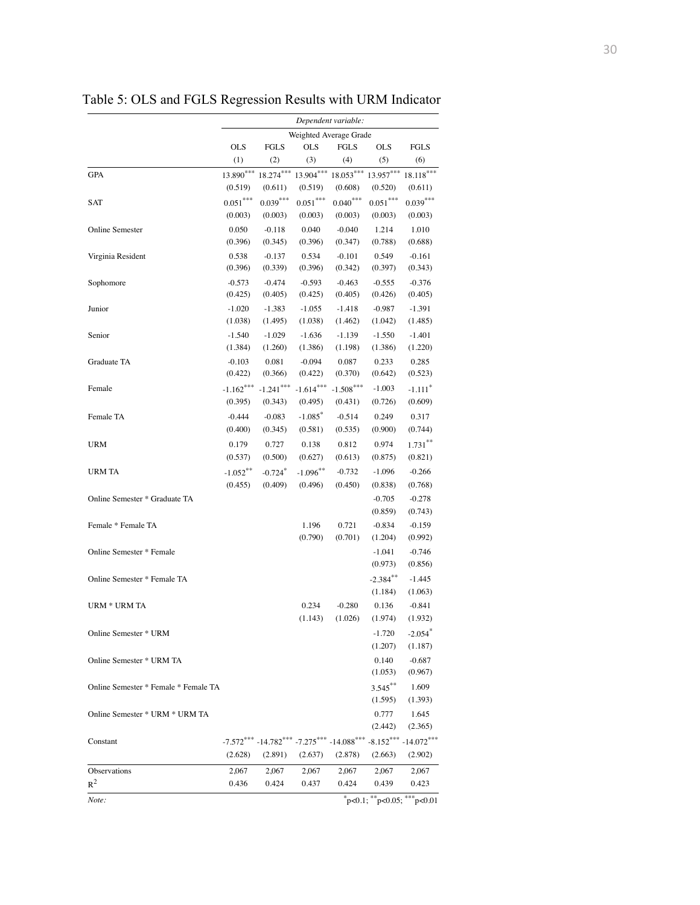Table 5: OLS and FGLS Regression Results with URM Indicator

| | *Dependent variable:* | | | | | |
|---|---|---|---|---|---|---|
| | Weighted Average Grade | | | | | |
| | OLS | FGLS | OLS | FGLS | OLS | FGLS |
| | (1) | (2) | (3) | (4) | (5) | (6) |
| GPA | 13.890*** | 18.274*** | 13.904*** | 18.053*** | 13.957*** | 18.118*** |
| | (0.519) | (0.611) | (0.519) | (0.608) | (0.520) | (0.611) |
| SAT | 0.051*** | 0.039*** | 0.051*** | 0.040*** | 0.051*** | 0.039*** |
| | (0.003) | (0.003) | (0.003) | (0.003) | (0.003) | (0.003) |
| Online Semester | 0.050 | -0.118 | 0.040 | -0.040 | 1.214 | 1.010 |
| | (0.396) | (0.345) | (0.396) | (0.347) | (0.788) | (0.688) |
| Virginia Resident | 0.538 | -0.137 | 0.534 | -0.101 | 0.549 | -0.161 |
| | (0.396) | (0.339) | (0.396) | (0.342) | (0.397) | (0.343) |
| Sophomore | -0.573 | -0.474 | -0.593 | -0.463 | -0.555 | -0.376 |
| | (0.425) | (0.405) | (0.425) | (0.405) | (0.426) | (0.405) |
| Junior | -1.020 | -1.383 | -1.055 | -1.418 | -0.987 | -1.391 |
| | (1.038) | (1.495) | (1.038) | (1.462) | (1.042) | (1.485) |
| Senior | -1.540 | -1.029 | -1.636 | -1.139 | -1.550 | -1.401 |
| | (1.384) | (1.260) | (1.386) | (1.198) | (1.386) | (1.220) |
| Graduate TA | -0.103 | 0.081 | -0.094 | 0.087 | 0.233 | 0.285 |
| | (0.422) | (0.366) | (0.422) | (0.370) | (0.642) | (0.523) |
| Female | -1.162*** | -1.241*** | -1.614*** | -1.508*** | -1.003 | -1.111* |
| | (0.395) | (0.343) | (0.495) | (0.431) | (0.726) | (0.609) |
| Female TA | -0.444 | -0.083 | -1.085* | -0.514 | 0.249 | 0.317 |
| | (0.400) | (0.345) | (0.581) | (0.535) | (0.900) | (0.744) |
| URM | 0.179 | 0.727 | 0.138 | 0.812 | 0.974 | 1.731** |
| | (0.537) | (0.500) | (0.627) | (0.613) | (0.875) | (0.821) |
| URM TA | -1.052** | -0.724* | -1.096** | -0.732 | -1.096 | -0.266 |
| | (0.455) | (0.409) | (0.496) | (0.450) | (0.838) | (0.768) |
| Online Semester * Graduate TA | | | | | -0.705 | -0.278 |
| | | | | | (0.859) | (0.743) |
| Female * Female TA | | | 1.196 | 0.721 | -0.834 | -0.159 |
| | | | (0.790) | (0.701) | (1.204) | (0.992) |
| Online Semester * Female | | | | | -1.041 | -0.746 |
| | | | | | (0.973) | (0.856) |
| Online Semester * Female TA | | | | | -2.384** | -1.445 |
| | | | | | (1.184) | (1.063) |
| URM * URM TA | | | 0.234 | -0.280 | 0.136 | -0.841 |
| | | | (1.143) | (1.026) | (1.974) | (1.932) |
| Online Semester * URM | | | | | -1.720 | -2.054* |
| | | | | | (1.207) | (1.187) |
| Online Semester * URM TA | | | | | 0.140 | -0.687 |
| | | | | | (1.053) | (0.967) |
| Online Semester * Female * Female TA | | | | | 3.545** | 1.609 |
| | | | | | (1.595) | (1.393) |
| Online Semester * URM * URM TA | | | | | 0.777 | 1.645 |
| | | | | | (2.442) | (2.365) |
| Constant | -7.572*** | -14.782*** | -7.275*** | -14.088*** | -8.152*** | -14.072*** |
| | (2.628) | (2.891) | (2.637) | (2.878) | (2.663) | (2.902) |
| Observations | 2,067 | 2,067 | 2,067 | 2,067 | 2,067 | 2,067 |
| $R^2$ | 0.436 | 0.424 | 0.437 | 0.424 | 0.439 | 0.423 |
| *Note:* | | | | | | *p<0.1; **p<0.05; ***p<0.01 |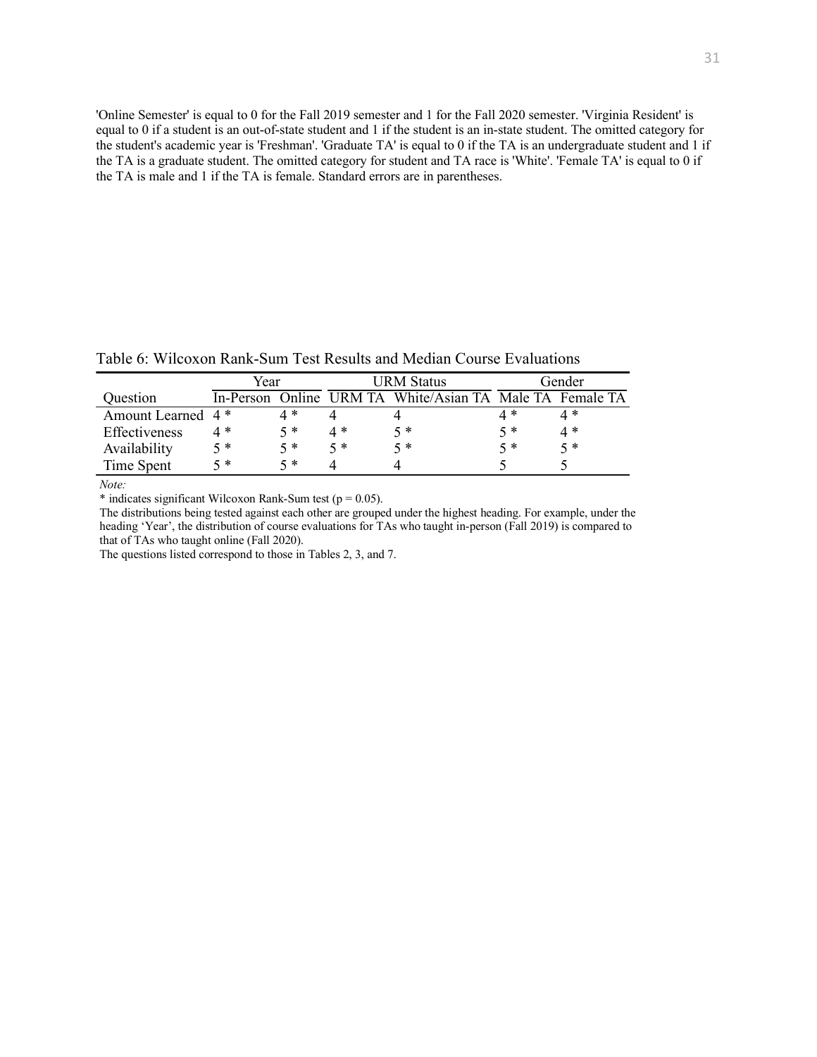'Online Semester' is equal to 0 for the Fall 2019 semester and 1 for the Fall 2020 semester. 'Virginia Resident' is equal to 0 if a student is an out-of-state student and 1 if the student is an in-state student. The omitted category for the student's academic year is 'Freshman'. 'Graduate TA' is equal to 0 if the TA is an undergraduate student and 1 if the TA is a graduate student. The omitted category for student and TA race is 'White'. 'Female TA' is equal to 0 if the TA is male and 1 if the TA is female. Standard errors are in parentheses.

Table 6: Wilcoxon Rank-Sum Test Results and Median Course Evaluations

| | Year | | URM Status | | Gender | |
|---|---|---|---|---|---|---|
| Question | In-Person | Online | URM TA | White/Asian TA | Male TA | Female TA |
| Amount Learned | 4 * | 4 * | 4 | 4 | 4 * | 4 * |
| Effectiveness | 4 * | 5 * | 4 * | 5 * | 5 * | 4 * |
| Availability | 5 * | 5 * | 5 * | 5 * | 5 * | 5 * |
| Time Spent | 5 * | 5 * | 4 | 4 | 5 | 5 |

*Note:*

* indicates significant Wilcoxon Rank-Sum test ($p = 0.05$).

The distributions being tested against each other are grouped under the highest heading. For example, under the heading 'Year', the distribution of course evaluations for TAs who taught in-person (Fall 2019) is compared to that of TAs who taught online (Fall 2020).

The questions listed correspond to those in Tables 2, 3, and 7.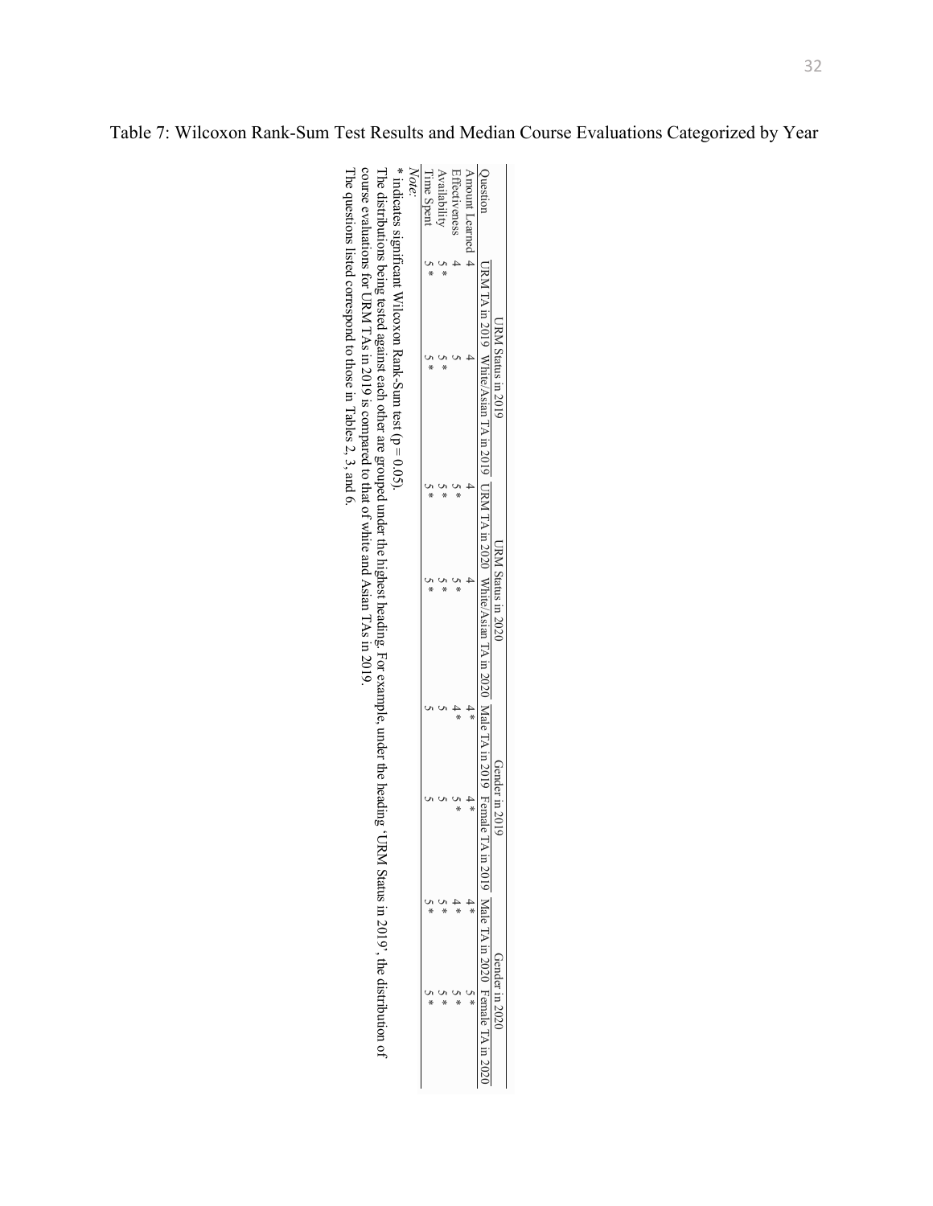Table 7: Wilcoxon Rank-Sum Test Results and Median Course Evaluations Categorized by Year

| | URM Status in 2019 | | URM Status in 2020 | | Gender in 2019 | | Gender in 2020 | |
|---|---|---|---|---|---|---|---|---|
| Question | URM TA in 2019 | White/Asian TA in 2019 | URM TA in 2020 | White/Asian TA in 2020 | Male TA in 2019 | Female TA in 2019 | Male TA in 2020 | Female TA in 2020 |
| Amount Learned | 4 | 4 | 4 | 4 | 4 * | 4 * | 4 * | 5 * |
| Effectiveness | 4 | 5 | 5 * | 5 * | 4 * | 5 * | 4 * | 5 * |
| Availability | 5 * | 5 * | 5 * | 5 * | 5 | 5 | 5 * | 5 * |
| Time Spent | 5 * | 5 * | 5 * | 5 * | 5 | 5 | 5 * | 5 * |

*Note:*

\* indicates significant Wilcoxon Rank-Sum test ($p = 0.05$).

The distributions being tested against each other are grouped under the highest heading. For example, under the heading 'URM Status in 2019', the distribution of course evaluations for URM TAs in 2019 is compared to that of white and Asian TAs in 2019.

The questions listed correspond to those in Tables 2, 3, and 6.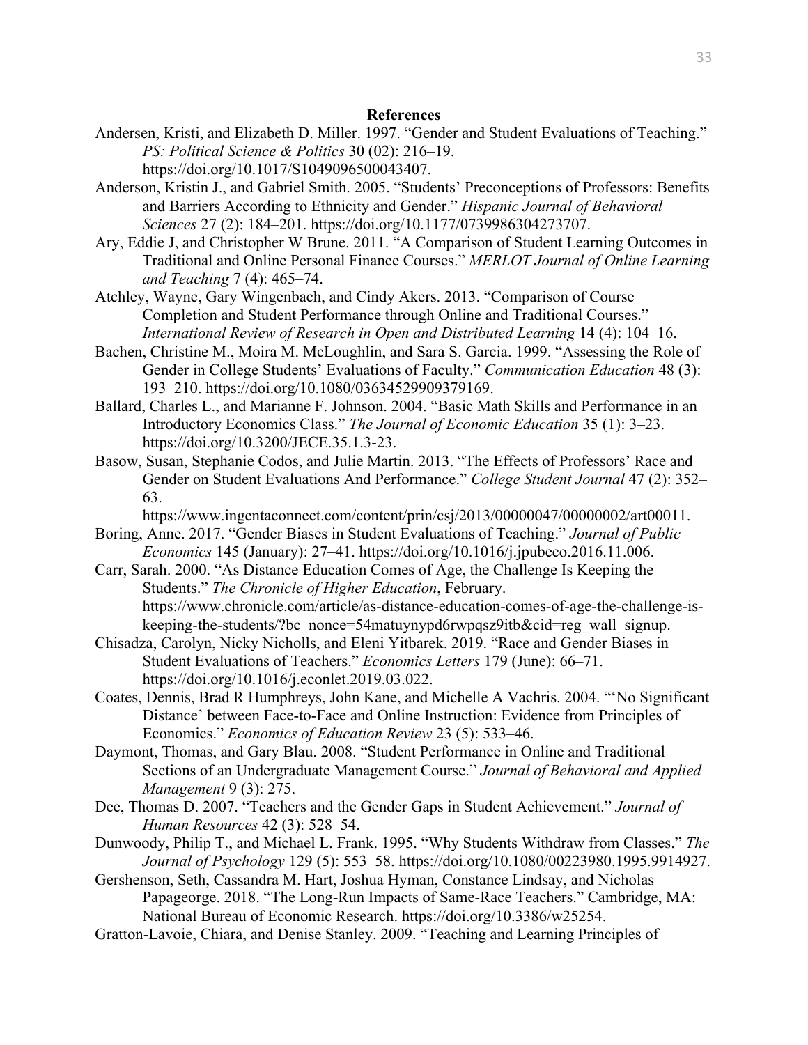## References

Andersen, Kristi, and Elizabeth D. Miller. 1997. "Gender and Student Evaluations of Teaching." *PS: Political Science & Politics* 30 (02): 216–19. https://doi.org/10.1017/S1049096500043407.

Anderson, Kristin J., and Gabriel Smith. 2005. "Students' Preconceptions of Professors: Benefits and Barriers According to Ethnicity and Gender." *Hispanic Journal of Behavioral Sciences* 27 (2): 184–201. https://doi.org/10.1177/0739986304273707.

Ary, Eddie J, and Christopher W Brune. 2011. "A Comparison of Student Learning Outcomes in Traditional and Online Personal Finance Courses." *MERLOT Journal of Online Learning and Teaching* 7 (4): 465–74.

Atchley, Wayne, Gary Wingenbach, and Cindy Akers. 2013. "Comparison of Course Completion and Student Performance through Online and Traditional Courses." *International Review of Research in Open and Distributed Learning* 14 (4): 104–16.

Bachen, Christine M., Moira M. McLoughlin, and Sara S. Garcia. 1999. "Assessing the Role of Gender in College Students' Evaluations of Faculty." *Communication Education* 48 (3): 193–210. https://doi.org/10.1080/03634529909379169.

Ballard, Charles L., and Marianne F. Johnson. 2004. "Basic Math Skills and Performance in an Introductory Economics Class." *The Journal of Economic Education* 35 (1): 3–23. https://doi.org/10.3200/JECE.35.1.3-23.

Basow, Susan, Stephanie Codos, and Julie Martin. 2013. "The Effects of Professors' Race and Gender on Student Evaluations And Performance." *College Student Journal* 47 (2): 352–63. https://www.ingentaconnect.com/content/prin/csj/2013/00000047/00000002/art00011.

Boring, Anne. 2017. "Gender Biases in Student Evaluations of Teaching." *Journal of Public Economics* 145 (January): 27–41. https://doi.org/10.1016/j.jpubeco.2016.11.006.

Carr, Sarah. 2000. "As Distance Education Comes of Age, the Challenge Is Keeping the Students." *The Chronicle of Higher Education*, February. https://www.chronicle.com/article/as-distance-education-comes-of-age-the-challenge-is-keeping-the-students/?bc_nonce=54matuynypd6rwpqsz9itb&cid=reg_wall_signup.

Chisadza, Carolyn, Nicky Nicholls, and Eleni Yitbarek. 2019. "Race and Gender Biases in Student Evaluations of Teachers." *Economics Letters* 179 (June): 66–71. https://doi.org/10.1016/j.econlet.2019.03.022.

Coates, Dennis, Brad R Humphreys, John Kane, and Michelle A Vachris. 2004. "'No Significant Distance' between Face-to-Face and Online Instruction: Evidence from Principles of Economics." *Economics of Education Review* 23 (5): 533–46.

Daymont, Thomas, and Gary Blau. 2008. "Student Performance in Online and Traditional Sections of an Undergraduate Management Course." *Journal of Behavioral and Applied Management* 9 (3): 275.

Dee, Thomas D. 2007. "Teachers and the Gender Gaps in Student Achievement." *Journal of Human Resources* 42 (3): 528–54.

Dunwoody, Philip T., and Michael L. Frank. 1995. "Why Students Withdraw from Classes." *The Journal of Psychology* 129 (5): 553–58. https://doi.org/10.1080/00223980.1995.9914927.

Gershenson, Seth, Cassandra M. Hart, Joshua Hyman, Constance Lindsay, and Nicholas Papageorge. 2018. "The Long-Run Impacts of Same-Race Teachers." Cambridge, MA: National Bureau of Economic Research. https://doi.org/10.3386/w25254.

Gratton-Lavoie, Chiara, and Denise Stanley. 2009. "Teaching and Learning Principles of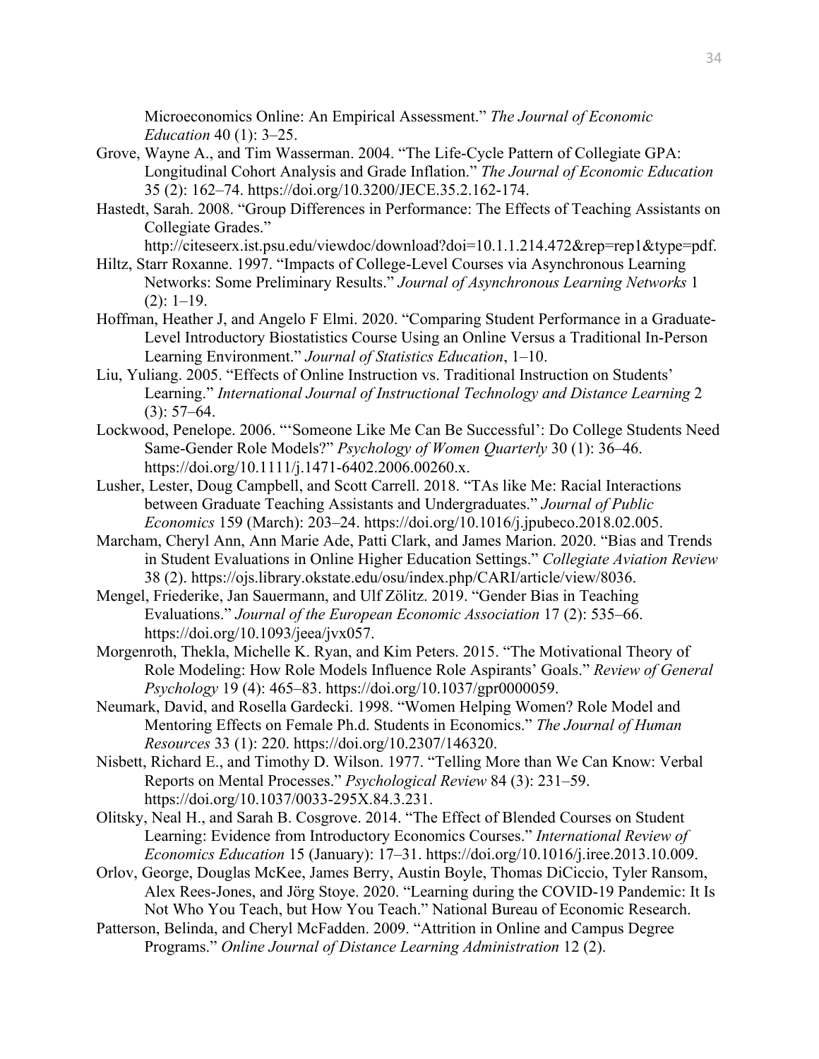Microeconomics Online: An Empirical Assessment." *The Journal of Economic Education* 40 (1): 3–25.

Grove, Wayne A., and Tim Wasserman. 2004. "The Life-Cycle Pattern of Collegiate GPA: Longitudinal Cohort Analysis and Grade Inflation." *The Journal of Economic Education* 35 (2): 162–74. https://doi.org/10.3200/JECE.35.2.162-174.

Hastedt, Sarah. 2008. "Group Differences in Performance: The Effects of Teaching Assistants on Collegiate Grades." http://citeseerx.ist.psu.edu/viewdoc/download?doi=10.1.1.214.472&rep=rep1&type=pdf.

Hiltz, Starr Roxanne. 1997. "Impacts of College-Level Courses via Asynchronous Learning Networks: Some Preliminary Results." *Journal of Asynchronous Learning Networks* 1 (2): 1–19.

Hoffman, Heather J, and Angelo F Elmi. 2020. "Comparing Student Performance in a Graduate-Level Introductory Biostatistics Course Using an Online Versus a Traditional In-Person Learning Environment." *Journal of Statistics Education*, 1–10.

Liu, Yuliang. 2005. "Effects of Online Instruction vs. Traditional Instruction on Students' Learning." *International Journal of Instructional Technology and Distance Learning* 2 (3): 57–64.

Lockwood, Penelope. 2006. "'Someone Like Me Can Be Successful': Do College Students Need Same-Gender Role Models?" *Psychology of Women Quarterly* 30 (1): 36–46. https://doi.org/10.1111/j.1471-6402.2006.00260.x.

Lusher, Lester, Doug Campbell, and Scott Carrell. 2018. "TAs like Me: Racial Interactions between Graduate Teaching Assistants and Undergraduates." *Journal of Public Economics* 159 (March): 203–24. https://doi.org/10.1016/j.jpubeco.2018.02.005.

Marcham, Cheryl Ann, Ann Marie Ade, Patti Clark, and James Marion. 2020. "Bias and Trends in Student Evaluations in Online Higher Education Settings." *Collegiate Aviation Review* 38 (2). https://ojs.library.okstate.edu/osu/index.php/CARI/article/view/8036.

Mengel, Friederike, Jan Sauermann, and Ulf Zölitz. 2019. "Gender Bias in Teaching Evaluations." *Journal of the European Economic Association* 17 (2): 535–66. https://doi.org/10.1093/jeea/jvx057.

Morgenroth, Thekla, Michelle K. Ryan, and Kim Peters. 2015. "The Motivational Theory of Role Modeling: How Role Models Influence Role Aspirants' Goals." *Review of General Psychology* 19 (4): 465–83. https://doi.org/10.1037/gpr0000059.

Neumark, David, and Rosella Gardecki. 1998. "Women Helping Women? Role Model and Mentoring Effects on Female Ph.d. Students in Economics." *The Journal of Human Resources* 33 (1): 220. https://doi.org/10.2307/146320.

Nisbett, Richard E., and Timothy D. Wilson. 1977. "Telling More than We Can Know: Verbal Reports on Mental Processes." *Psychological Review* 84 (3): 231–59. https://doi.org/10.1037/0033-295X.84.3.231.

Olitsky, Neal H., and Sarah B. Cosgrove. 2014. "The Effect of Blended Courses on Student Learning: Evidence from Introductory Economics Courses." *International Review of Economics Education* 15 (January): 17–31. https://doi.org/10.1016/j.iree.2013.10.009.

Orlov, George, Douglas McKee, James Berry, Austin Boyle, Thomas DiCiccio, Tyler Ransom, Alex Rees-Jones, and Jörg Stoye. 2020. "Learning during the COVID-19 Pandemic: It Is Not Who You Teach, but How You Teach." National Bureau of Economic Research.

Patterson, Belinda, and Cheryl McFadden. 2009. "Attrition in Online and Campus Degree Programs." *Online Journal of Distance Learning Administration* 12 (2).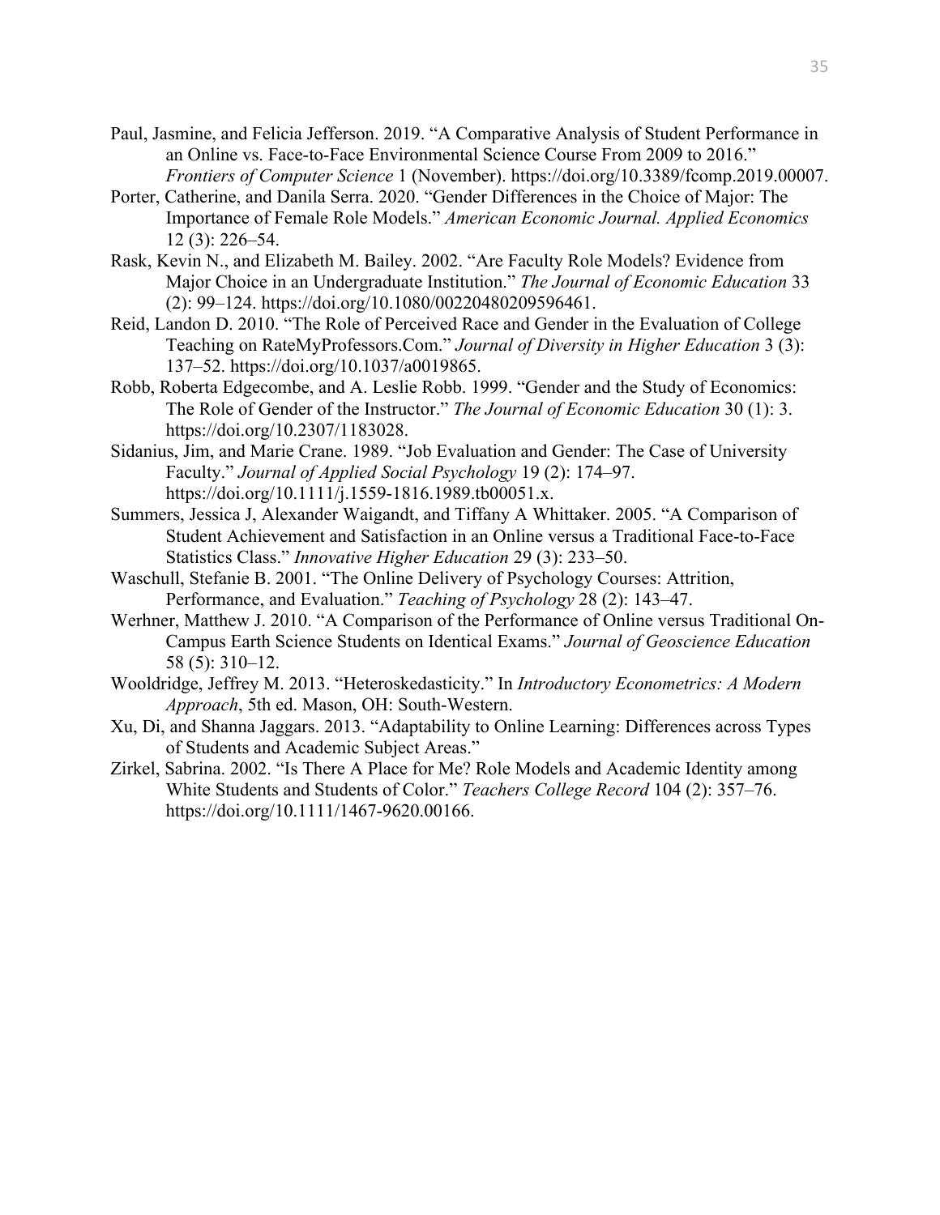Paul, Jasmine, and Felicia Jefferson. 2019. "A Comparative Analysis of Student Performance in an Online vs. Face-to-Face Environmental Science Course From 2009 to 2016." *Frontiers of Computer Science* 1 (November). https://doi.org/10.3389/fcomp.2019.00007.

Porter, Catherine, and Danila Serra. 2020. "Gender Differences in the Choice of Major: The Importance of Female Role Models." *American Economic Journal. Applied Economics* 12 (3): 226–54.

Rask, Kevin N., and Elizabeth M. Bailey. 2002. "Are Faculty Role Models? Evidence from Major Choice in an Undergraduate Institution." *The Journal of Economic Education* 33 (2): 99–124. https://doi.org/10.1080/00220480209596461.

Reid, Landon D. 2010. "The Role of Perceived Race and Gender in the Evaluation of College Teaching on RateMyProfessors.Com." *Journal of Diversity in Higher Education* 3 (3): 137–52. https://doi.org/10.1037/a0019865.

Robb, Roberta Edgecombe, and A. Leslie Robb. 1999. "Gender and the Study of Economics: The Role of Gender of the Instructor." *The Journal of Economic Education* 30 (1): 3. https://doi.org/10.2307/1183028.

Sidanius, Jim, and Marie Crane. 1989. "Job Evaluation and Gender: The Case of University Faculty." *Journal of Applied Social Psychology* 19 (2): 174–97. https://doi.org/10.1111/j.1559-1816.1989.tb00051.x.

Summers, Jessica J, Alexander Waigandt, and Tiffany A Whittaker. 2005. "A Comparison of Student Achievement and Satisfaction in an Online versus a Traditional Face-to-Face Statistics Class." *Innovative Higher Education* 29 (3): 233–50.

Waschull, Stefanie B. 2001. "The Online Delivery of Psychology Courses: Attrition, Performance, and Evaluation." *Teaching of Psychology* 28 (2): 143–47.

Werhner, Matthew J. 2010. "A Comparison of the Performance of Online versus Traditional On-Campus Earth Science Students on Identical Exams." *Journal of Geoscience Education* 58 (5): 310–12.

Wooldridge, Jeffrey M. 2013. "Heteroskedasticity." In *Introductory Econometrics: A Modern Approach*, 5th ed. Mason, OH: South-Western.

Xu, Di, and Shanna Jaggars. 2013. "Adaptability to Online Learning: Differences across Types of Students and Academic Subject Areas."

Zirkel, Sabrina. 2002. "Is There A Place for Me? Role Models and Academic Identity among White Students and Students of Color." *Teachers College Record* 104 (2): 357–76. https://doi.org/10.1111/1467-9620.00166.